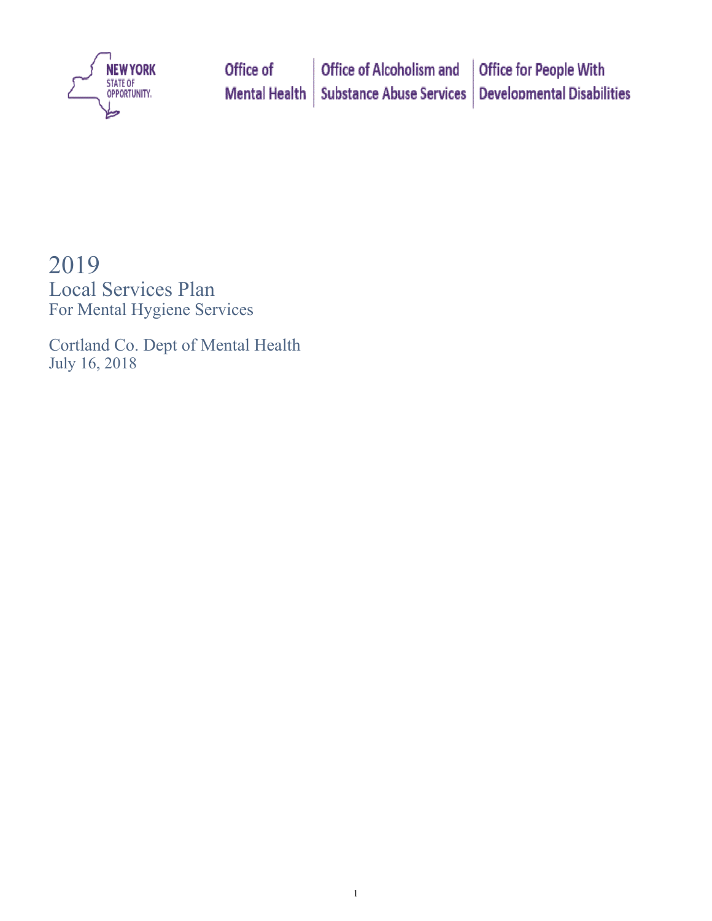NEW YORK STATE OF OPPORTUNITY. | Office of Mental Health | Office of Alcoholism and Substance Abuse Services | Office for People With Developmental Disabilities

# 2019
## Local Services Plan
### For Mental Hygiene Services

Cortland Co. Dept of Mental Health
July 16, 2018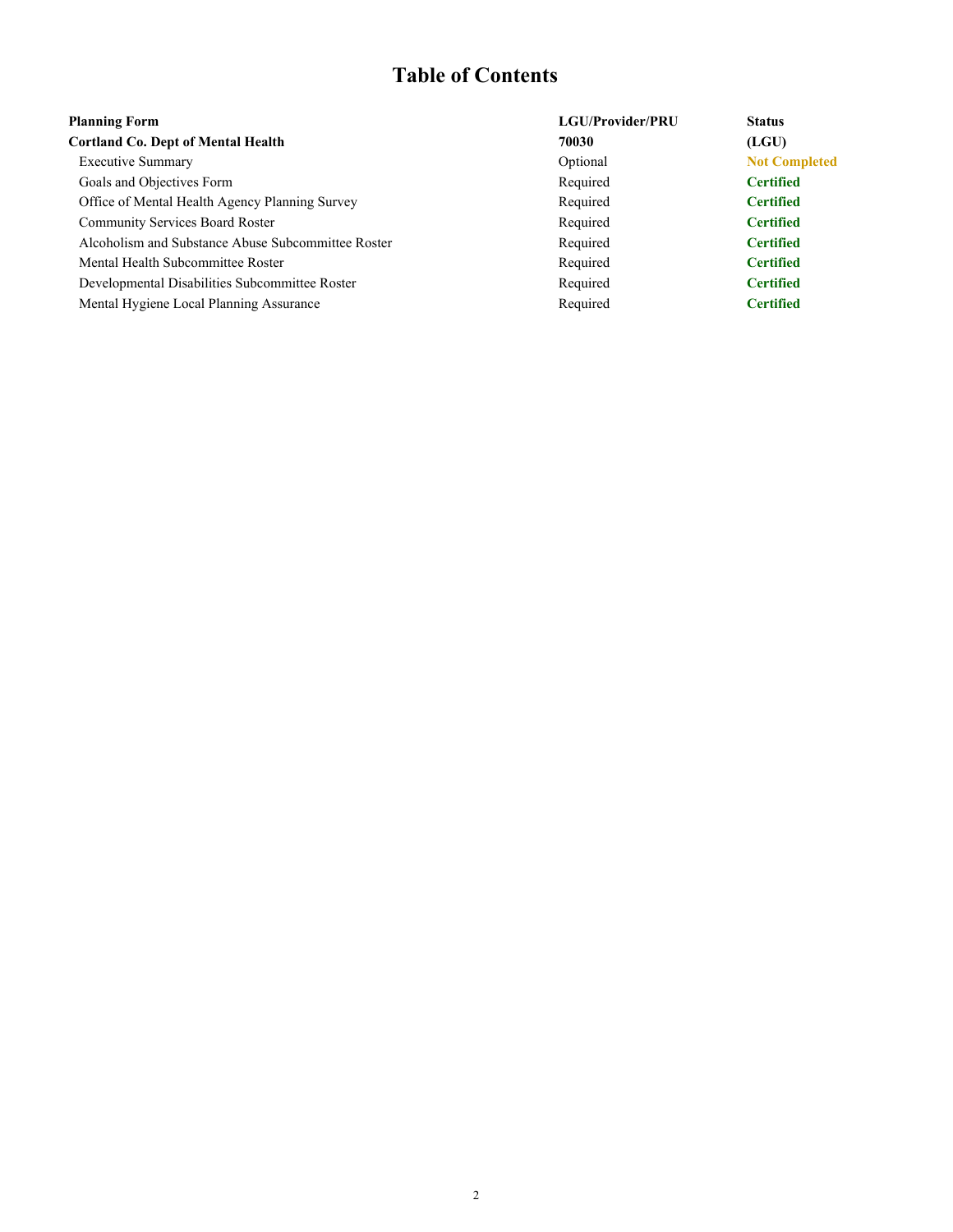# Table of Contents

| Planning Form | LGU/Provider/PRU | Status |
| --- | --- | --- |
| **Cortland Co. Dept of Mental Health** | **70030** | **(LGU)** |
| Executive Summary | Optional | **Not Completed** |
| Goals and Objectives Form | Required | **Certified** |
| Office of Mental Health Agency Planning Survey | Required | **Certified** |
| Community Services Board Roster | Required | **Certified** |
| Alcoholism and Substance Abuse Subcommittee Roster | Required | **Certified** |
| Mental Health Subcommittee Roster | Required | **Certified** |
| Developmental Disabilities Subcommittee Roster | Required | **Certified** |
| Mental Hygiene Local Planning Assurance | Required | **Certified** |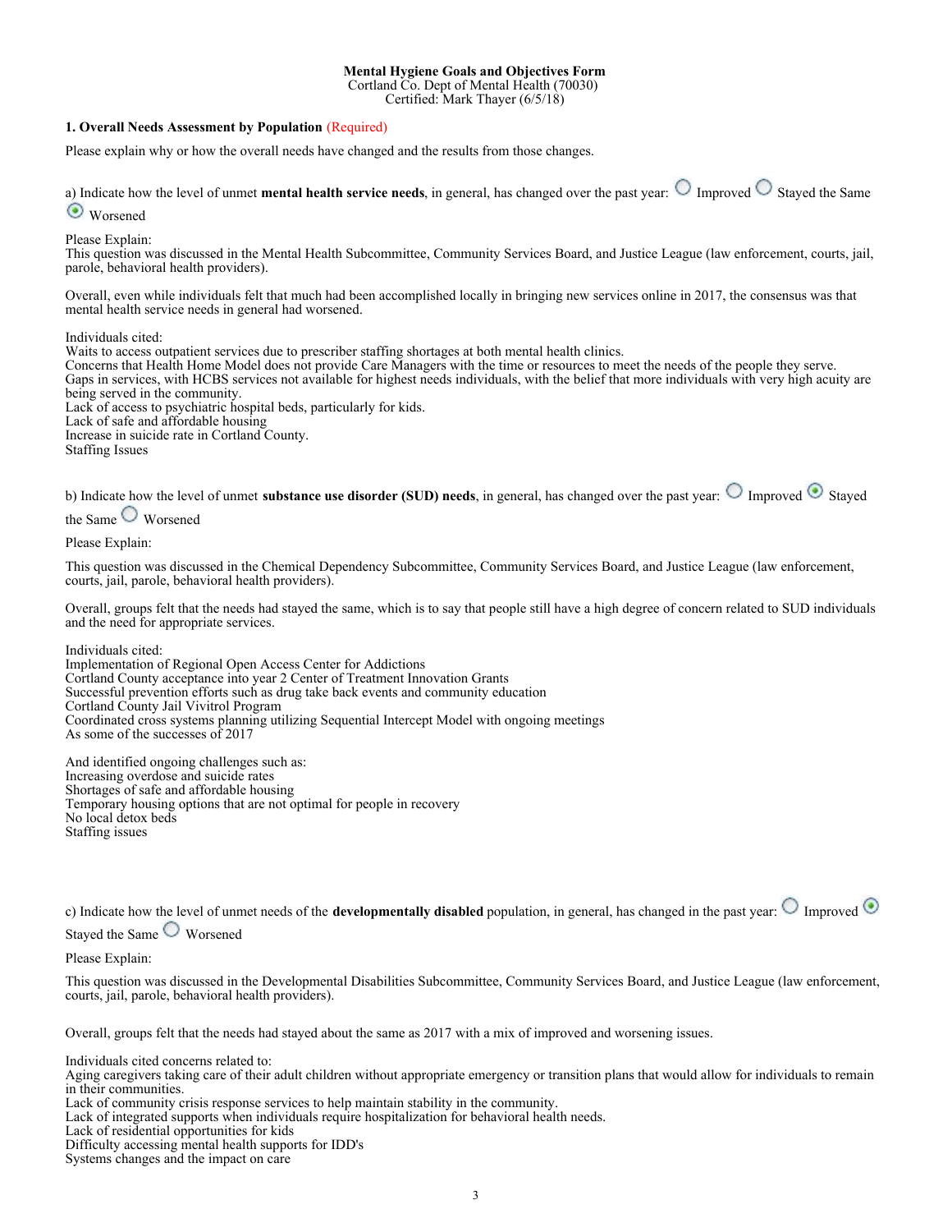**Mental Hygiene Goals and Objectives Form**
Cortland Co. Dept of Mental Health (70030)
Certified: Mark Thayer (6/5/18)

### 1. Overall Needs Assessment by Population (Required)

Please explain why or how the overall needs have changed and the results from those changes.

a) Indicate how the level of unmet **mental health service needs**, in general, has changed over the past year: ○ Improved ○ Stayed the Same ◉ Worsened

Please Explain:
This question was discussed in the Mental Health Subcommittee, Community Services Board, and Justice League (law enforcement, courts, jail, parole, behavioral health providers).

Overall, even while individuals felt that much had been accomplished locally in bringing new services online in 2017, the consensus was that mental health service needs in general had worsened.

Individuals cited:
Waits to access outpatient services due to prescriber staffing shortages at both mental health clinics.
Concerns that Health Home Model does not provide Care Managers with the time or resources to meet the needs of the people they serve.
Gaps in services, with HCBS services not available for highest needs individuals, with the belief that more individuals with very high acuity are being served in the community.
Lack of access to psychiatric hospital beds, particularly for kids.
Lack of safe and affordable housing
Increase in suicide rate in Cortland County.
Staffing Issues

b) Indicate how the level of unmet **substance use disorder (SUD) needs**, in general, has changed over the past year: ○ Improved ◉ Stayed the Same ○ Worsened

Please Explain:

This question was discussed in the Chemical Dependency Subcommittee, Community Services Board, and Justice League (law enforcement, courts, jail, parole, behavioral health providers).

Overall, groups felt that the needs had stayed the same, which is to say that people still have a high degree of concern related to SUD individuals and the need for appropriate services.

Individuals cited:
Implementation of Regional Open Access Center for Addictions
Cortland County acceptance into year 2 Center of Treatment Innovation Grants
Successful prevention efforts such as drug take back events and community education
Cortland County Jail Vivitrol Program
Coordinated cross systems planning utilizing Sequential Intercept Model with ongoing meetings
As some of the successes of 2017

And identified ongoing challenges such as:
Increasing overdose and suicide rates
Shortages of safe and affordable housing
Temporary housing options that are not optimal for people in recovery
No local detox beds
Staffing issues

c) Indicate how the level of unmet needs of the **developmentally disabled** population, in general, has changed in the past year: ○ Improved ◉ Stayed the Same ○ Worsened

Please Explain:

This question was discussed in the Developmental Disabilities Subcommittee, Community Services Board, and Justice League (law enforcement, courts, jail, parole, behavioral health providers).

Overall, groups felt that the needs had stayed about the same as 2017 with a mix of improved and worsening issues.

Individuals cited concerns related to:
Aging caregivers taking care of their adult children without appropriate emergency or transition plans that would allow for individuals to remain in their communities.
Lack of community crisis response services to help maintain stability in the community.
Lack of integrated supports when individuals require hospitalization for behavioral health needs.
Lack of residential opportunities for kids
Difficulty accessing mental health supports for IDD's
Systems changes and the impact on care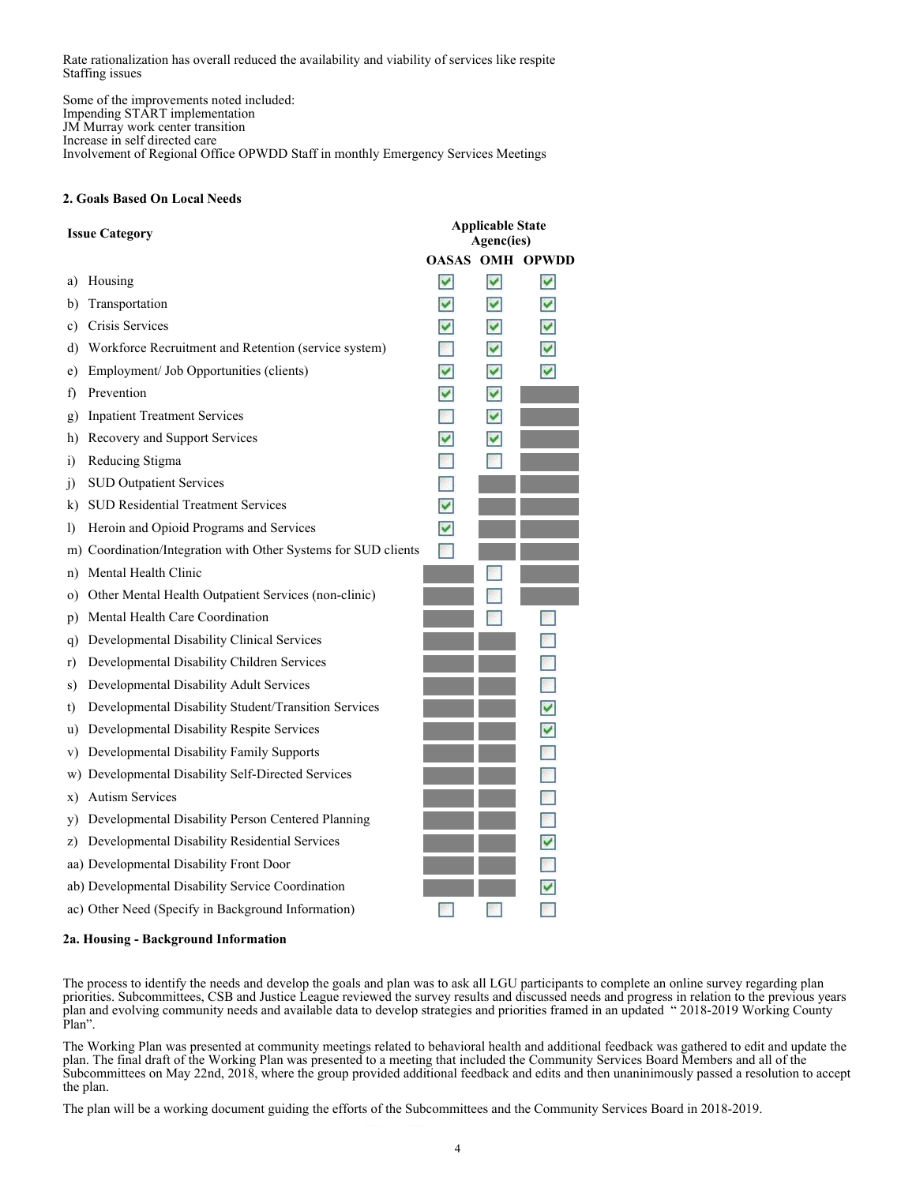Rate rationalization has overall reduced the availability and viability of services like respite
Staffing issues

Some of the improvements noted included:
Impending START implementation
JM Murray work center transition
Increase in self directed care
Involvement of Regional Office OPWDD Staff in monthly Emergency Services Meetings

**2. Goals Based On Local Needs**

| Issue Category | Applicable State Agenc(ies) | | |
|---|---|---|---|
| | **OASAS** | **OMH** | **OPWDD** |
| a) Housing | ☑ | ☑ | ☑ |
| b) Transportation | ☑ | ☑ | ☑ |
| c) Crisis Services | ☑ | ☑ | ☑ |
| d) Workforce Recruitment and Retention (service system) | ☐ | ☑ | ☑ |
| e) Employment/ Job Opportunities (clients) | ☑ | ☑ | ☑ |
| f) Prevention | ☑ | ☑ | |
| g) Inpatient Treatment Services | ☐ | ☑ | |
| h) Recovery and Support Services | ☑ | ☑ | |
| i) Reducing Stigma | ☐ | ☐ | |
| j) SUD Outpatient Services | ☐ | | |
| k) SUD Residential Treatment Services | ☑ | | |
| l) Heroin and Opioid Programs and Services | ☑ | | |
| m) Coordination/Integration with Other Systems for SUD clients | ☐ | | |
| n) Mental Health Clinic | | ☐ | |
| o) Other Mental Health Outpatient Services (non-clinic) | | ☐ | |
| p) Mental Health Care Coordination | | ☐ | ☐ |
| q) Developmental Disability Clinical Services | | | ☐ |
| r) Developmental Disability Children Services | | | ☐ |
| s) Developmental Disability Adult Services | | | ☐ |
| t) Developmental Disability Student/Transition Services | | | ☑ |
| u) Developmental Disability Respite Services | | | ☑ |
| v) Developmental Disability Family Supports | | | ☐ |
| w) Developmental Disability Self-Directed Services | | | ☐ |
| x) Autism Services | | | ☐ |
| y) Developmental Disability Person Centered Planning | | | ☐ |
| z) Developmental Disability Residential Services | | | ☑ |
| aa) Developmental Disability Front Door | | | ☐ |
| ab) Developmental Disability Service Coordination | | | ☑ |
| ac) Other Need (Specify in Background Information) | ☐ | ☐ | ☐ |

**2a. Housing - Background Information**

The process to identify the needs and develop the goals and plan was to ask all LGU participants to complete an online survey regarding plan priorities. Subcommittees, CSB and Justice League reviewed the survey results and discussed needs and progress in relation to the previous years plan and evolving community needs and available data to develop strategies and priorities framed in an updated " 2018-2019 Working County Plan".

The Working Plan was presented at community meetings related to behavioral health and additional feedback was gathered to edit and update the plan. The final draft of the Working Plan was presented to a meeting that included the Community Services Board Members and all of the Subcommittees on May 22nd, 2018, where the group provided additional feedback and edits and then unaninimously passed a resolution to accept the plan.

The plan will be a working document guiding the efforts of the Subcommittees and the Community Services Board in 2018-2019.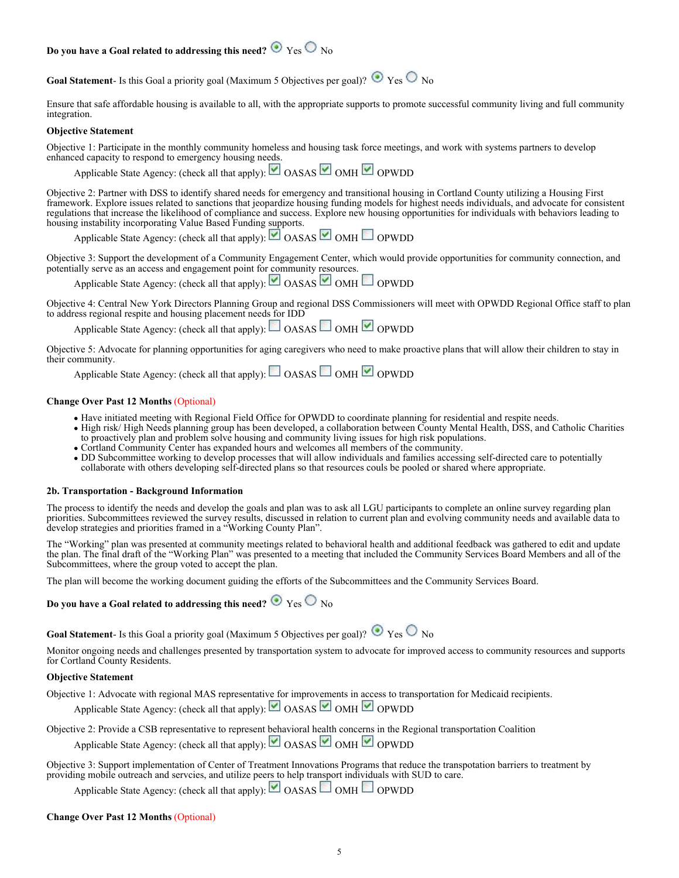**Do you have a Goal related to addressing this need?** ☒ Yes ☐ No

**Goal Statement**- Is this Goal a priority goal (Maximum 5 Objectives per goal)? ☒ Yes ☐ No

Ensure that safe affordable housing is available to all, with the appropriate supports to promote successful community living and full community integration.

**Objective Statement**

Objective 1: Participate in the monthly community homeless and housing task force meetings, and work with systems partners to develop enhanced capacity to respond to emergency housing needs.

Applicable State Agency: (check all that apply): ☑ OASAS ☑ OMH ☑ OPWDD

Objective 2: Partner with DSS to identify shared needs for emergency and transitional housing in Cortland County utilizing a Housing First framework. Explore issues related to sanctions that jeopardize housing funding models for highest needs individuals, and advocate for consistent regulations that increase the likelihood of compliance and success. Explore new housing opportunities for individuals with behaviors leading to housing instability incorporating Value Based Funding supports.

Applicable State Agency: (check all that apply): ☑ OASAS ☑ OMH ☐ OPWDD

Objective 3: Support the development of a Community Engagement Center, which would provide opportunities for community connection, and potentially serve as an access and engagement point for community resources.

Applicable State Agency: (check all that apply): ☑ OASAS ☑ OMH ☐ OPWDD

Objective 4: Central New York Directors Planning Group and regional DSS Commissioners will meet with OPWDD Regional Office staff to plan to address regional respite and housing placement needs for IDD

Applicable State Agency: (check all that apply): ☐ OASAS ☐ OMH ☑ OPWDD

Objective 5: Advocate for planning opportunities for aging caregivers who need to make proactive plans that will allow their children to stay in their community.

Applicable State Agency: (check all that apply): ☐ OASAS ☐ OMH ☑ OPWDD

**Change Over Past 12 Months** (Optional)

- Have initiated meeting with Regional Field Office for OPWDD to coordinate planning for residential and respite needs.
- High risk/ High Needs planning group has been developed, a collaboration between County Mental Health, DSS, and Catholic Charities to proactively plan and problem solve housing and community living issues for high risk populations.
- Cortland Community Center has expanded hours and welcomes all members of the community.
- DD Subcommittee working to develop processes that will allow individuals and families accessing self-directed care to potentially collaborate with others developing self-directed plans so that resources couls be pooled or shared where appropriate.

#### 2b. Transportation - Background Information

The process to identify the needs and develop the goals and plan was to ask all LGU participants to complete an online survey regarding plan priorities. Subcommittees reviewed the survey results, discussed in relation to current plan and evolving community needs and available data to develop strategies and priorities framed in a "Working County Plan".

The "Working" plan was presented at community meetings related to behavioral health and additional feedback was gathered to edit and update the plan. The final draft of the "Working Plan" was presented to a meeting that included the Community Services Board Members and all of the Subcommittees, where the group voted to accept the plan.

The plan will become the working document guiding the efforts of the Subcommittees and the Community Services Board.

**Do you have a Goal related to addressing this need?** ☒ Yes ☐ No

**Goal Statement**- Is this Goal a priority goal (Maximum 5 Objectives per goal)? ☒ Yes ☐ No

Monitor ongoing needs and challenges presented by transportation system to advocate for improved access to community resources and supports for Cortland County Residents.

**Objective Statement**

Objective 1: Advocate with regional MAS representative for improvements in access to transportation for Medicaid recipients.

Applicable State Agency: (check all that apply): ☑ OASAS ☑ OMH ☑ OPWDD

Objective 2: Provide a CSB representative to represent behavioral health concerns in the Regional transportation Coalition

Applicable State Agency: (check all that apply): ☑ OASAS ☑ OMH ☑ OPWDD

Objective 3: Support implementation of Center of Treatment Innovations Programs that reduce the transpotation barriers to treatment by providing mobile outreach and servcies, and utilize peers to help transport individuals with SUD to care.

Applicable State Agency: (check all that apply): ☑ OASAS ☐ OMH ☐ OPWDD

**Change Over Past 12 Months** (Optional)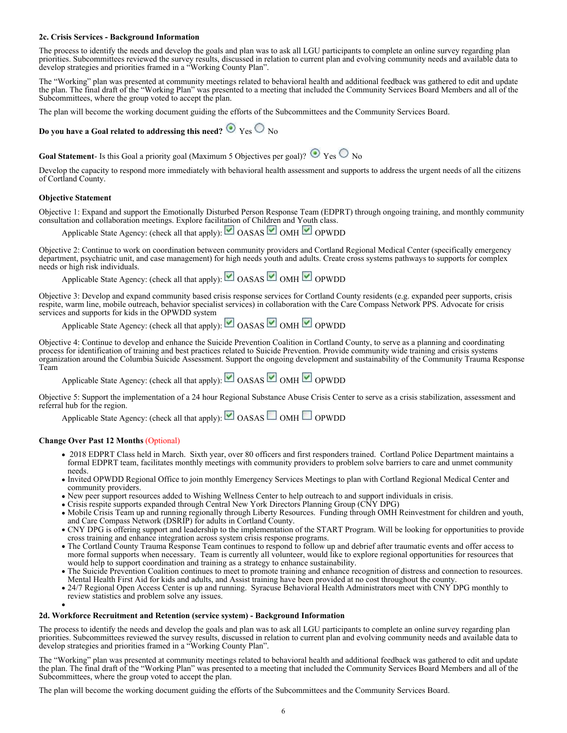#### 2c. Crisis Services - Background Information

The process to identify the needs and develop the goals and plan was to ask all LGU participants to complete an online survey regarding plan priorities. Subcommittees reviewed the survey results, discussed in relation to current plan and evolving community needs and available data to develop strategies and priorities framed in a "Working County Plan".

The "Working" plan was presented at community meetings related to behavioral health and additional feedback was gathered to edit and update the plan. The final draft of the "Working Plan" was presented to a meeting that included the Community Services Board Members and all of the Subcommittees, where the group voted to accept the plan.

The plan will become the working document guiding the efforts of the Subcommittees and the Community Services Board.

**Do you have a Goal related to addressing this need?** ◉ Yes ○ No

**Goal Statement**- Is this Goal a priority goal (Maximum 5 Objectives per goal)? ◉ Yes ○ No

Develop the capacity to respond more immediately with behavioral health assessment and supports to address the urgent needs of all the citizens of Cortland County.

**Objective Statement**

Objective 1: Expand and support the Emotionally Disturbed Person Response Team (EDPRT) through ongoing training, and monthly community consultation and collaboration meetings. Explore facilitation of Children and Youth class.

Applicable State Agency: (check all that apply): ☑ OASAS ☑ OMH ☑ OPWDD

Objective 2: Continue to work on coordination between community providers and Cortland Regional Medical Center (specifically emergency department, psychiatric unit, and case management) for high needs youth and adults. Create cross systems pathways to supports for complex needs or high risk individuals.

Applicable State Agency: (check all that apply): ☑ OASAS ☑ OMH ☑ OPWDD

Objective 3: Develop and expand community based crisis response services for Cortland County residents (e.g. expanded peer supports, crisis respite, warm line, mobile outreach, behavior specialist services) in collaboration with the Care Compass Network PPS. Advocate for crisis services and supports for kids in the OPWDD system

Applicable State Agency: (check all that apply): ☑ OASAS ☑ OMH ☑ OPWDD

Objective 4: Continue to develop and enhance the Suicide Prevention Coalition in Cortland County, to serve as a planning and coordinating process for identification of training and best practices related to Suicide Prevention. Provide community wide training and crisis systems organization around the Columbia Suicide Assessment. Support the ongoing development and sustainability of the Community Trauma Response Team

Applicable State Agency: (check all that apply): ☑ OASAS ☑ OMH ☑ OPWDD

Objective 5: Support the implementation of a 24 hour Regional Substance Abuse Crisis Center to serve as a crisis stabilization, assessment and referral hub for the region.

Applicable State Agency: (check all that apply): ☑ OASAS ☐ OMH ☐ OPWDD

**Change Over Past 12 Months** (Optional)

- 2018 EDPRT Class held in March. Sixth year, over 80 officers and first responders trained. Cortland Police Department maintains a formal EDPRT team, facilitates monthly meetings with community providers to problem solve barriers to care and unmet community needs.
- Invited OPWDD Regional Office to join monthly Emergency Services Meetings to plan with Cortland Regional Medical Center and community providers.
- New peer support resources added to Wishing Wellness Center to help outreach to and support individuals in crisis.
- Crisis respite supports expanded through Central New York Directors Planning Group (CNY DPG)
- Mobile Crisis Team up and running regionally through Liberty Resources. Funding through OMH Reinvestment for children and youth, and Care Compass Network (DSRIP) for adults in Cortland County.
- CNY DPG is offering support and leadership to the implementation of the START Program. Will be looking for opportunities to provide cross training and enhance integration across system crisis response programs.
- The Cortland County Trauma Response Team continues to respond to follow up and debrief after traumatic events and offer access to more formal supports when necessary. Team is currently all volunteer, would like to explore regional opportunities for resources that would help to support coordination and training as a strategy to enhance sustainability.
- The Suicide Prevention Coalition continues to meet to promote training and enhance recognition of distress and connection to resources. Mental Health First Aid for kids and adults, and Assist training have been provided at no cost throughout the county.
- 24/7 Regional Open Access Center is up and running. Syracuse Behavioral Health Administrators meet with CNY DPG monthly to review statistics and problem solve any issues.

#### 2d. Workforce Recruitment and Retention (service system) - Background Information

The process to identify the needs and develop the goals and plan was to ask all LGU participants to complete an online survey regarding plan priorities. Subcommittees reviewed the survey results, discussed in relation to current plan and evolving community needs and available data to develop strategies and priorities framed in a "Working County Plan".

The "Working" plan was presented at community meetings related to behavioral health and additional feedback was gathered to edit and update the plan. The final draft of the "Working Plan" was presented to a meeting that included the Community Services Board Members and all of the Subcommittees, where the group voted to accept the plan.

The plan will become the working document guiding the efforts of the Subcommittees and the Community Services Board.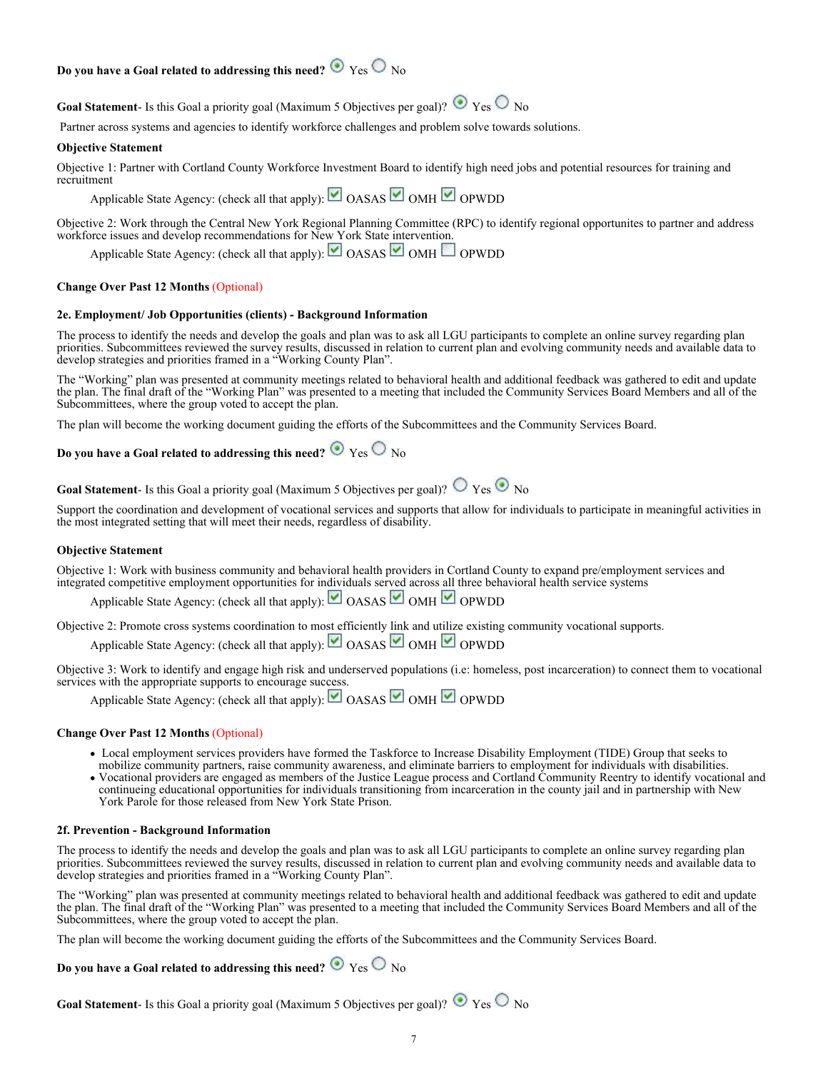**Do you have a Goal related to addressing this need?** ◉ Yes ○ No

**Goal Statement**- Is this Goal a priority goal (Maximum 5 Objectives per goal)? ◉ Yes ○ No

Partner across systems and agencies to identify workforce challenges and problem solve towards solutions.

**Objective Statement**

Objective 1: Partner with Cortland County Workforce Investment Board to identify high need jobs and potential resources for training and recruitment

Applicable State Agency: (check all that apply): ☑ OASAS ☑ OMH ☑ OPWDD

Objective 2: Work through the Central New York Regional Planning Committee (RPC) to identify regional opportunites to partner and address workforce issues and develop recommendations for New York State intervention.

Applicable State Agency: (check all that apply): ☑ OASAS ☑ OMH ☐ OPWDD

**Change Over Past 12 Months** (Optional)

**2e. Employment/ Job Opportunities (clients) - Background Information**

The process to identify the needs and develop the goals and plan was to ask all LGU participants to complete an online survey regarding plan priorities. Subcommittees reviewed the survey results, discussed in relation to current plan and evolving community needs and available data to develop strategies and priorities framed in a "Working County Plan".

The "Working" plan was presented at community meetings related to behavioral health and additional feedback was gathered to edit and update the plan. The final draft of the "Working Plan" was presented to a meeting that included the Community Services Board Members and all of the Subcommittees, where the group voted to accept the plan.

The plan will become the working document guiding the efforts of the Subcommittees and the Community Services Board.

**Do you have a Goal related to addressing this need?** ◉ Yes ○ No

**Goal Statement**- Is this Goal a priority goal (Maximum 5 Objectives per goal)? ○ Yes ◉ No

Support the coordination and development of vocational services and supports that allow for individuals to participate in meaningful activities in the most integrated setting that will meet their needs, regardless of disability.

**Objective Statement**

Objective 1: Work with business community and behavioral health providers in Cortland County to expand pre/employment services and integrated competitive employment opportunities for individuals served across all three behavioral health service systems

Applicable State Agency: (check all that apply): ☑ OASAS ☑ OMH ☑ OPWDD

Objective 2: Promote cross systems coordination to most efficiently link and utilize existing community vocational supports.

Applicable State Agency: (check all that apply): ☑ OASAS ☑ OMH ☑ OPWDD

Objective 3: Work to identify and engage high risk and underserved populations (i.e: homeless, post incarceration) to connect them to vocational services with the appropriate supports to encourage success.

Applicable State Agency: (check all that apply): ☑ OASAS ☑ OMH ☑ OPWDD

**Change Over Past 12 Months** (Optional)

- Local employment services providers have formed the Taskforce to Increase Disability Employment (TIDE) Group that seeks to mobilize community partners, raise community awareness, and eliminate barriers to employment for individuals with disabilities.
- Vocational providers are engaged as members of the Justice League process and Cortland Community Reentry to identify vocational and contineuing educational opportunities for individuals transitioning from incarceration in the county jail and in partnership with New York Parole for those released from New York State Prison.

**2f. Prevention - Background Information**

The process to identify the needs and develop the goals and plan was to ask all LGU participants to complete an online survey regarding plan priorities. Subcommittees reviewed the survey results, discussed in relation to current plan and evolving community needs and available data to develop strategies and priorities framed in a "Working County Plan".

The "Working" plan was presented at community meetings related to behavioral health and additional feedback was gathered to edit and update the plan. The final draft of the "Working Plan" was presented to a meeting that included the Community Services Board Members and all of the Subcommittees, where the group voted to accept the plan.

The plan will become the working document guiding the efforts of the Subcommittees and the Community Services Board.

**Do you have a Goal related to addressing this need?** ◉ Yes ○ No

**Goal Statement**- Is this Goal a priority goal (Maximum 5 Objectives per goal)? ◉ Yes ○ No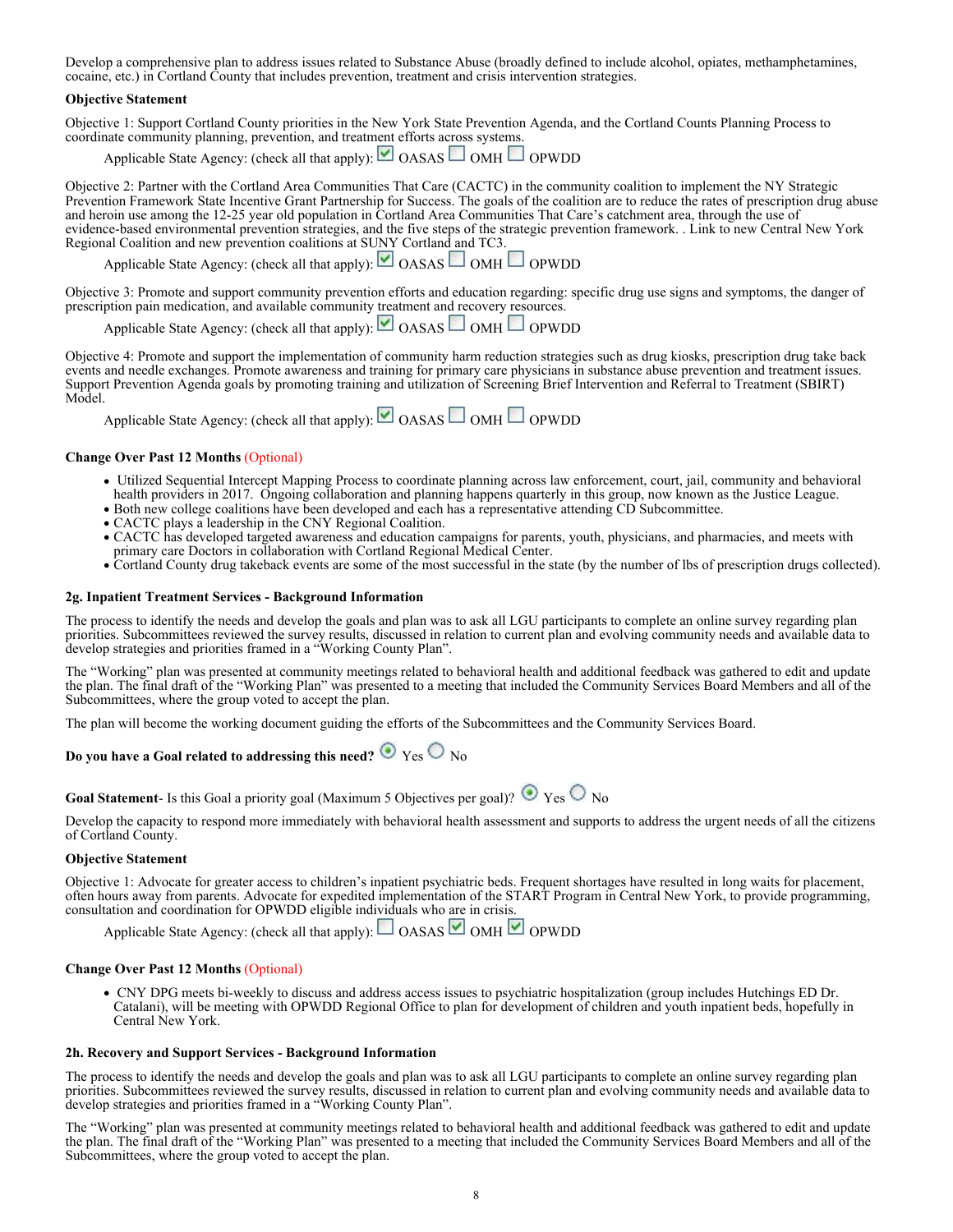Develop a comprehensive plan to address issues related to Substance Abuse (broadly defined to include alcohol, opiates, methamphetamines, cocaine, etc.) in Cortland County that includes prevention, treatment and crisis intervention strategies.

**Objective Statement**

Objective 1: Support Cortland County priorities in the New York State Prevention Agenda, and the Cortland Counts Planning Process to coordinate community planning, prevention, and treatment efforts across systems.

Applicable State Agency: (check all that apply): ☑ OASAS ☐ OMH ☐ OPWDD

Objective 2: Partner with the Cortland Area Communities That Care (CACTC) in the community coalition to implement the NY Strategic Prevention Framework State Incentive Grant Partnership for Success. The goals of the coalition are to reduce the rates of prescription drug abuse and heroin use among the 12-25 year old population in Cortland Area Communities That Care's catchment area, through the use of evidence-based environmental prevention strategies, and the five steps of the strategic prevention framework. . Link to new Central New York Regional Coalition and new prevention coalitions at SUNY Cortland and TC3.

Applicable State Agency: (check all that apply): ☑ OASAS ☐ OMH ☐ OPWDD

Objective 3: Promote and support community prevention efforts and education regarding: specific drug use signs and symptoms, the danger of prescription pain medication, and available community treatment and recovery resources.

Applicable State Agency: (check all that apply): ☑ OASAS ☐ OMH ☐ OPWDD

Objective 4: Promote and support the implementation of community harm reduction strategies such as drug kiosks, prescription drug take back events and needle exchanges. Promote awareness and training for primary care physicians in substance abuse prevention and treatment issues. Support Prevention Agenda goals by promoting training and utilization of Screening Brief Intervention and Referral to Treatment (SBIRT) Model.

Applicable State Agency: (check all that apply): ☑ OASAS ☐ OMH ☐ OPWDD

**Change Over Past 12 Months** (Optional)

- Utilized Sequential Intercept Mapping Process to coordinate planning across law enforcement, court, jail, community and behavioral health providers in 2017. Ongoing collaboration and planning happens quarterly in this group, now known as the Justice League.
- Both new college coalitions have been developed and each has a representative attending CD Subcommittee.
- CACTC plays a leadership in the CNY Regional Coalition.
- CACTC has developed targeted awareness and education campaigns for parents, youth, physicians, and pharmacies, and meets with primary care Doctors in collaboration with Cortland Regional Medical Center.
- Cortland County drug takeback events are some of the most successful in the state (by the number of lbs of prescription drugs collected).

**2g. Inpatient Treatment Services - Background Information**

The process to identify the needs and develop the goals and plan was to ask all LGU participants to complete an online survey regarding plan priorities. Subcommittees reviewed the survey results, discussed in relation to current plan and evolving community needs and available data to develop strategies and priorities framed in a "Working County Plan".

The "Working" plan was presented at community meetings related to behavioral health and additional feedback was gathered to edit and update the plan. The final draft of the "Working Plan" was presented to a meeting that included the Community Services Board Members and all of the Subcommittees, where the group voted to accept the plan.

The plan will become the working document guiding the efforts of the Subcommittees and the Community Services Board.

**Do you have a Goal related to addressing this need?** ◉ Yes ○ No

**Goal Statement**- Is this Goal a priority goal (Maximum 5 Objectives per goal)? ◉ Yes ○ No

Develop the capacity to respond more immediately with behavioral health assessment and supports to address the urgent needs of all the citizens of Cortland County.

**Objective Statement**

Objective 1: Advocate for greater access to children's inpatient psychiatric beds. Frequent shortages have resulted in long waits for placement, often hours away from parents. Advocate for expedited implementation of the START Program in Central New York, to provide programming, consultation and coordination for OPWDD eligible individuals who are in crisis.

Applicable State Agency: (check all that apply): ☐ OASAS ☑ OMH ☑ OPWDD

**Change Over Past 12 Months** (Optional)

- CNY DPG meets bi-weekly to discuss and address access issues to psychiatric hospitalization (group includes Hutchings ED Dr. Catalani), will be meeting with OPWDD Regional Office to plan for development of children and youth inpatient beds, hopefully in Central New York.

**2h. Recovery and Support Services - Background Information**

The process to identify the needs and develop the goals and plan was to ask all LGU participants to complete an online survey regarding plan priorities. Subcommittees reviewed the survey results, discussed in relation to current plan and evolving community needs and available data to develop strategies and priorities framed in a "Working County Plan".

The "Working" plan was presented at community meetings related to behavioral health and additional feedback was gathered to edit and update the plan. The final draft of the "Working Plan" was presented to a meeting that included the Community Services Board Members and all of the Subcommittees, where the group voted to accept the plan.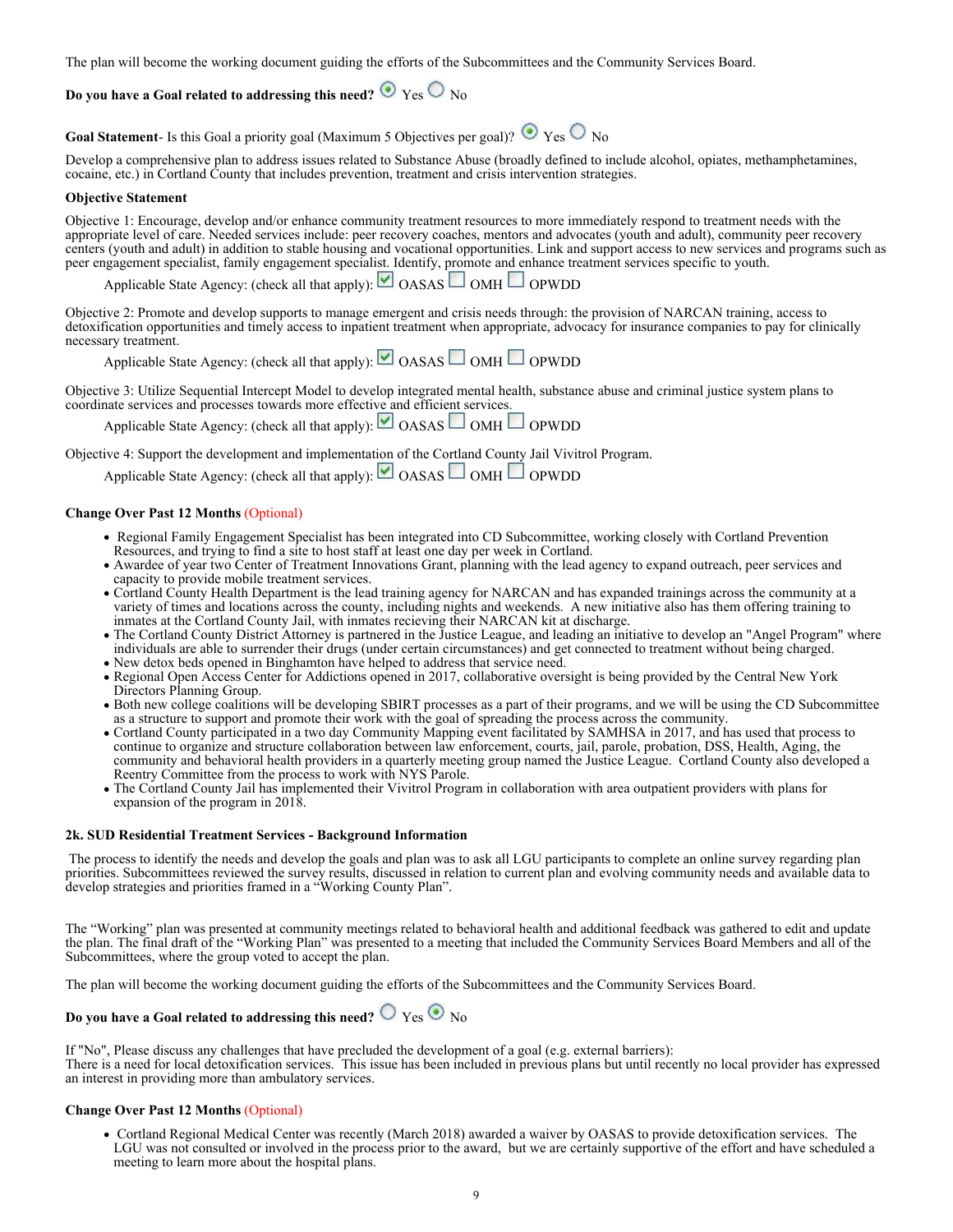The plan will become the working document guiding the efforts of the Subcommittees and the Community Services Board.

**Do you have a Goal related to addressing this need?** ◉ Yes ○ No

**Goal Statement**- Is this Goal a priority goal (Maximum 5 Objectives per goal)? ◉ Yes ○ No

Develop a comprehensive plan to address issues related to Substance Abuse (broadly defined to include alcohol, opiates, methamphetamines, cocaine, etc.) in Cortland County that includes prevention, treatment and crisis intervention strategies.

**Objective Statement**

Objective 1: Encourage, develop and/or enhance community treatment resources to more immediately respond to treatment needs with the appropriate level of care. Needed services include: peer recovery coaches, mentors and advocates (youth and adult), community peer recovery centers (youth and adult) in addition to stable housing and vocational opportunities. Link and support access to new services and programs such as peer engagement specialist, family engagement specialist. Identify, promote and enhance treatment services specific to youth.

Applicable State Agency: (check all that apply): ☑ OASAS ☐ OMH ☐ OPWDD

Objective 2: Promote and develop supports to manage emergent and crisis needs through: the provision of NARCAN training, access to detoxification opportunities and timely access to inpatient treatment when appropriate, advocacy for insurance companies to pay for clinically necessary treatment.

Applicable State Agency: (check all that apply): ☑ OASAS ☐ OMH ☐ OPWDD

Objective 3: Utilize Sequential Intercept Model to develop integrated mental health, substance abuse and criminal justice system plans to coordinate services and processes towards more effective and efficient services.

Applicable State Agency: (check all that apply): ☑ OASAS ☐ OMH ☐ OPWDD

Objective 4: Support the development and implementation of the Cortland County Jail Vivitrol Program.

Applicable State Agency: (check all that apply): ☑ OASAS ☐ OMH ☐ OPWDD

**Change Over Past 12 Months** (Optional)

- Regional Family Engagement Specialist has been integrated into CD Subcommittee, working closely with Cortland Prevention Resources, and trying to find a site to host staff at least one day per week in Cortland.
- Awardee of year two Center of Treatment Innovations Grant, planning with the lead agency to expand outreach, peer services and capacity to provide mobile treatment services.
- Cortland County Health Department is the lead training agency for NARCAN and has expanded trainings across the community at a variety of times and locations across the county, including nights and weekends. A new initiative also has them offering training to inmates at the Cortland County Jail, with inmates recieving their NARCAN kit at discharge.
- The Cortland County District Attorney is partnered in the Justice League, and leading an initiative to develop an "Angel Program" where individuals are able to surrender their drugs (under certain circumstances) and get connected to treatment without being charged.
- New detox beds opened in Binghamton have helped to address that service need.
- Regional Open Access Center for Addictions opened in 2017, collaborative oversight is being provided by the Central New York Directors Planning Group.
- Both new college coalitions will be developing SBIRT processes as a part of their programs, and we will be using the CD Subcommittee as a structure to support and promote their work with the goal of spreading the process across the community.
- Cortland County participated in a two day Community Mapping event facilitated by SAMHSA in 2017, and has used that process to continue to organize and structure collaboration between law enforcement, courts, jail, parole, probation, DSS, Health, Aging, the community and behavioral health providers in a quarterly meeting group named the Justice League. Cortland County also developed a Reentry Committee from the process to work with NYS Parole.
- The Cortland County Jail has implemented their Vivitrol Program in collaboration with area outpatient providers with plans for expansion of the program in 2018.

**2k. SUD Residential Treatment Services - Background Information**

The process to identify the needs and develop the goals and plan was to ask all LGU participants to complete an online survey regarding plan priorities. Subcommittees reviewed the survey results, discussed in relation to current plan and evolving community needs and available data to develop strategies and priorities framed in a "Working County Plan".

The "Working" plan was presented at community meetings related to behavioral health and additional feedback was gathered to edit and update the plan. The final draft of the "Working Plan" was presented to a meeting that included the Community Services Board Members and all of the Subcommittees, where the group voted to accept the plan.

The plan will become the working document guiding the efforts of the Subcommittees and the Community Services Board.

**Do you have a Goal related to addressing this need?** ○ Yes ◉ No

If "No", Please discuss any challenges that have precluded the development of a goal (e.g. external barriers):
There is a need for local detoxification services. This issue has been included in previous plans but until recently no local provider has expressed an interest in providing more than ambulatory services.

**Change Over Past 12 Months** (Optional)

- Cortland Regional Medical Center was recently (March 2018) awarded a waiver by OASAS to provide detoxification services. The LGU was not consulted or involved in the process prior to the award, but we are certainly supportive of the effort and have scheduled a meeting to learn more about the hospital plans.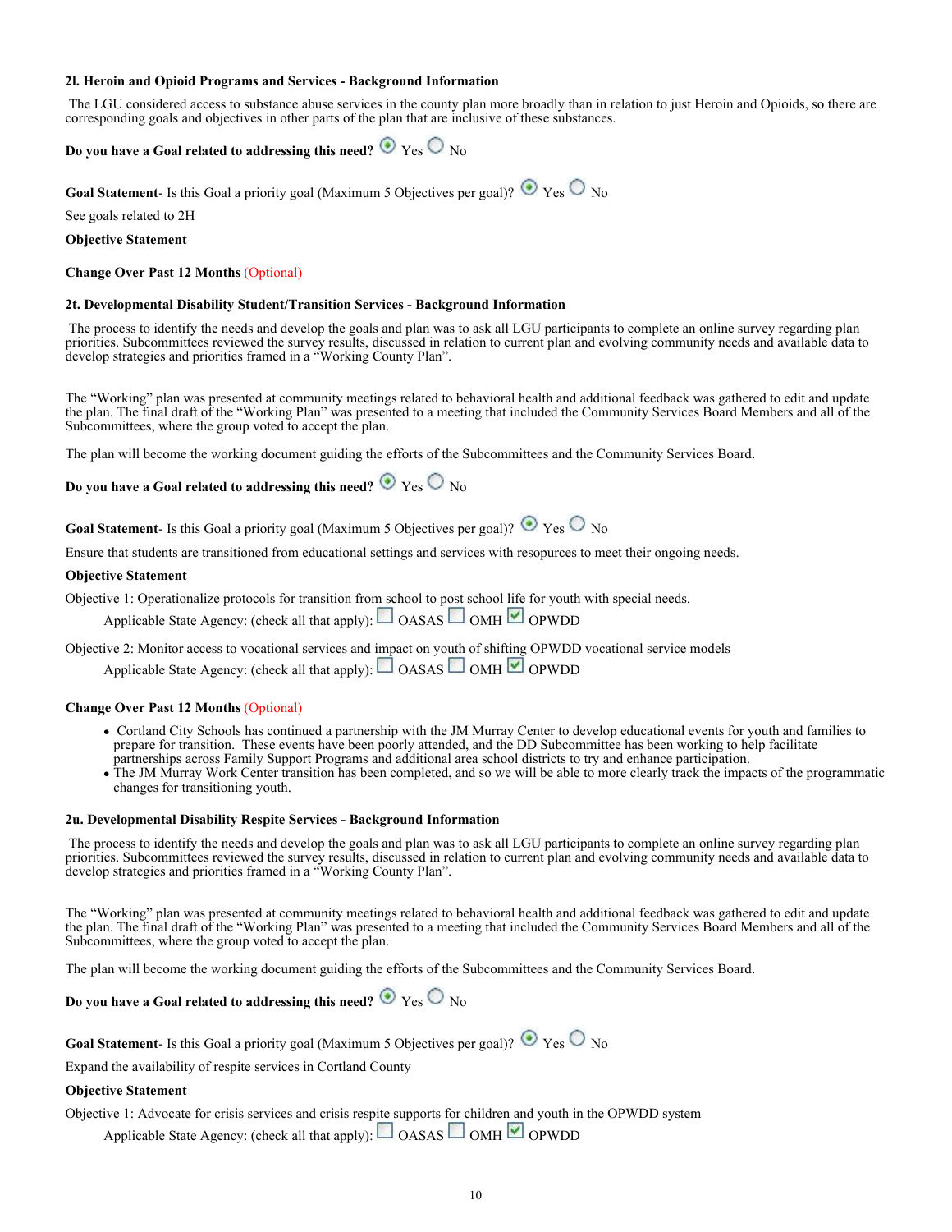### 2l. Heroin and Opioid Programs and Services - Background Information

The LGU considered access to substance abuse services in the county plan more broadly than in relation to just Heroin and Opioids, so there are corresponding goals and objectives in other parts of the plan that are inclusive of these substances.

**Do you have a Goal related to addressing this need?** ◉ Yes ○ No

**Goal Statement**- Is this Goal a priority goal (Maximum 5 Objectives per goal)? ◉ Yes ○ No

See goals related to 2H

**Objective Statement**

**Change Over Past 12 Months** (Optional)

### 2t. Developmental Disability Student/Transition Services - Background Information

The process to identify the needs and develop the goals and plan was to ask all LGU participants to complete an online survey regarding plan priorities. Subcommittees reviewed the survey results, discussed in relation to current plan and evolving community needs and available data to develop strategies and priorities framed in a "Working County Plan".

The "Working" plan was presented at community meetings related to behavioral health and additional feedback was gathered to edit and update the plan. The final draft of the "Working Plan" was presented to a meeting that included the Community Services Board Members and all of the Subcommittees, where the group voted to accept the plan.

The plan will become the working document guiding the efforts of the Subcommittees and the Community Services Board.

**Do you have a Goal related to addressing this need?** ◉ Yes ○ No

**Goal Statement**- Is this Goal a priority goal (Maximum 5 Objectives per goal)? ◉ Yes ○ No

Ensure that students are transitioned from educational settings and services with resopurces to meet their ongoing needs.

**Objective Statement**

Objective 1: Operationalize protocols for transition from school to post school life for youth with special needs.

Applicable State Agency: (check all that apply): ☐ OASAS ☐ OMH ☑ OPWDD

Objective 2: Monitor access to vocational services and impact on youth of shifting OPWDD vocational service models

Applicable State Agency: (check all that apply): ☐ OASAS ☐ OMH ☑ OPWDD

**Change Over Past 12 Months** (Optional)

- Cortland City Schools has continued a partnership with the JM Murray Center to develop educational events for youth and families to prepare for transition. These events have been poorly attended, and the DD Subcommittee has been working to help facilitate partnerships across Family Support Programs and additional area school districts to try and enhance participation.
- The JM Murray Work Center transition has been completed, and so we will be able to more clearly track the impacts of the programmatic changes for transitioning youth.

### 2u. Developmental Disability Respite Services - Background Information

The process to identify the needs and develop the goals and plan was to ask all LGU participants to complete an online survey regarding plan priorities. Subcommittees reviewed the survey results, discussed in relation to current plan and evolving community needs and available data to develop strategies and priorities framed in a "Working County Plan".

The "Working" plan was presented at community meetings related to behavioral health and additional feedback was gathered to edit and update the plan. The final draft of the "Working Plan" was presented to a meeting that included the Community Services Board Members and all of the Subcommittees, where the group voted to accept the plan.

The plan will become the working document guiding the efforts of the Subcommittees and the Community Services Board.

**Do you have a Goal related to addressing this need?** ◉ Yes ○ No

**Goal Statement**- Is this Goal a priority goal (Maximum 5 Objectives per goal)? ◉ Yes ○ No

Expand the availability of respite services in Cortland County

**Objective Statement**

Objective 1: Advocate for crisis services and crisis respite supports for children and youth in the OPWDD system

Applicable State Agency: (check all that apply): ☐ OASAS ☐ OMH ☑ OPWDD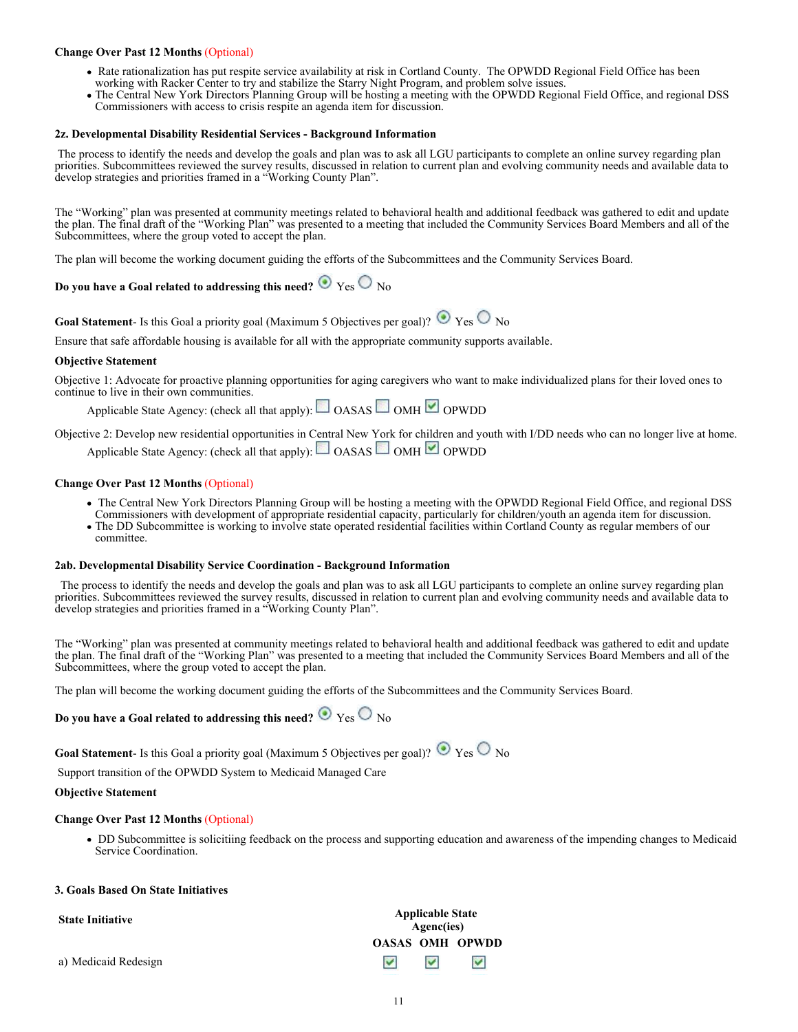**Change Over Past 12 Months** (Optional)

- Rate rationalization has put respite service availability at risk in Cortland County. The OPWDD Regional Field Office has been working with Racker Center to try and stabilize the Starry Night Program, and problem solve issues.
- The Central New York Directors Planning Group will be hosting a meeting with the OPWDD Regional Field Office, and regional DSS Commissioners with access to crisis respite an agenda item for discussion.

**2z. Developmental Disability Residential Services - Background Information**

The process to identify the needs and develop the goals and plan was to ask all LGU participants to complete an online survey regarding plan priorities. Subcommittees reviewed the survey results, discussed in relation to current plan and evolving community needs and available data to develop strategies and priorities framed in a "Working County Plan".

The "Working" plan was presented at community meetings related to behavioral health and additional feedback was gathered to edit and update the plan. The final draft of the "Working Plan" was presented to a meeting that included the Community Services Board Members and all of the Subcommittees, where the group voted to accept the plan.

The plan will become the working document guiding the efforts of the Subcommittees and the Community Services Board.

**Do you have a Goal related to addressing this need?** (●) Yes ( ) No

**Goal Statement**- Is this Goal a priority goal (Maximum 5 Objectives per goal)? (●) Yes ( ) No

Ensure that safe affordable housing is available for all with the appropriate community supports available.

**Objective Statement**

Objective 1: Advocate for proactive planning opportunities for aging caregivers who want to make individualized plans for their loved ones to continue to live in their own communities.

Applicable State Agency: (check all that apply): ☐ OASAS ☐ OMH ☑ OPWDD

Objective 2: Develop new residential opportunities in Central New York for children and youth with I/DD needs who can no longer live at home.

Applicable State Agency: (check all that apply): ☐ OASAS ☐ OMH ☑ OPWDD

**Change Over Past 12 Months** (Optional)

- The Central New York Directors Planning Group will be hosting a meeting with the OPWDD Regional Field Office, and regional DSS Commissioners with development of appropriate residential capacity, particularly for children/youth an agenda item for discussion.
- The DD Subcommittee is working to involve state operated residential facilities within Cortland County as regular members of our committee.

**2ab. Developmental Disability Service Coordination - Background Information**

The process to identify the needs and develop the goals and plan was to ask all LGU participants to complete an online survey regarding plan priorities. Subcommittees reviewed the survey results, discussed in relation to current plan and evolving community needs and available data to develop strategies and priorities framed in a "Working County Plan".

The "Working" plan was presented at community meetings related to behavioral health and additional feedback was gathered to edit and update the plan. The final draft of the "Working Plan" was presented to a meeting that included the Community Services Board Members and all of the Subcommittees, where the group voted to accept the plan.

The plan will become the working document guiding the efforts of the Subcommittees and the Community Services Board.

**Do you have a Goal related to addressing this need?** (●) Yes ( ) No

**Goal Statement**- Is this Goal a priority goal (Maximum 5 Objectives per goal)? (●) Yes ( ) No

Support transition of the OPWDD System to Medicaid Managed Care

**Objective Statement**

**Change Over Past 12 Months** (Optional)

- DD Subcommittee is solicitiing feedback on the process and supporting education and awareness of the impending changes to Medicaid Service Coordination.

**3. Goals Based On State Initiatives**

| State Initiative | Applicable State Agenc(ies) | | |
|---|---|---|---|
| | OASAS | OMH | OPWDD |
| a) Medicaid Redesign | ☑ | ☑ | ☑ |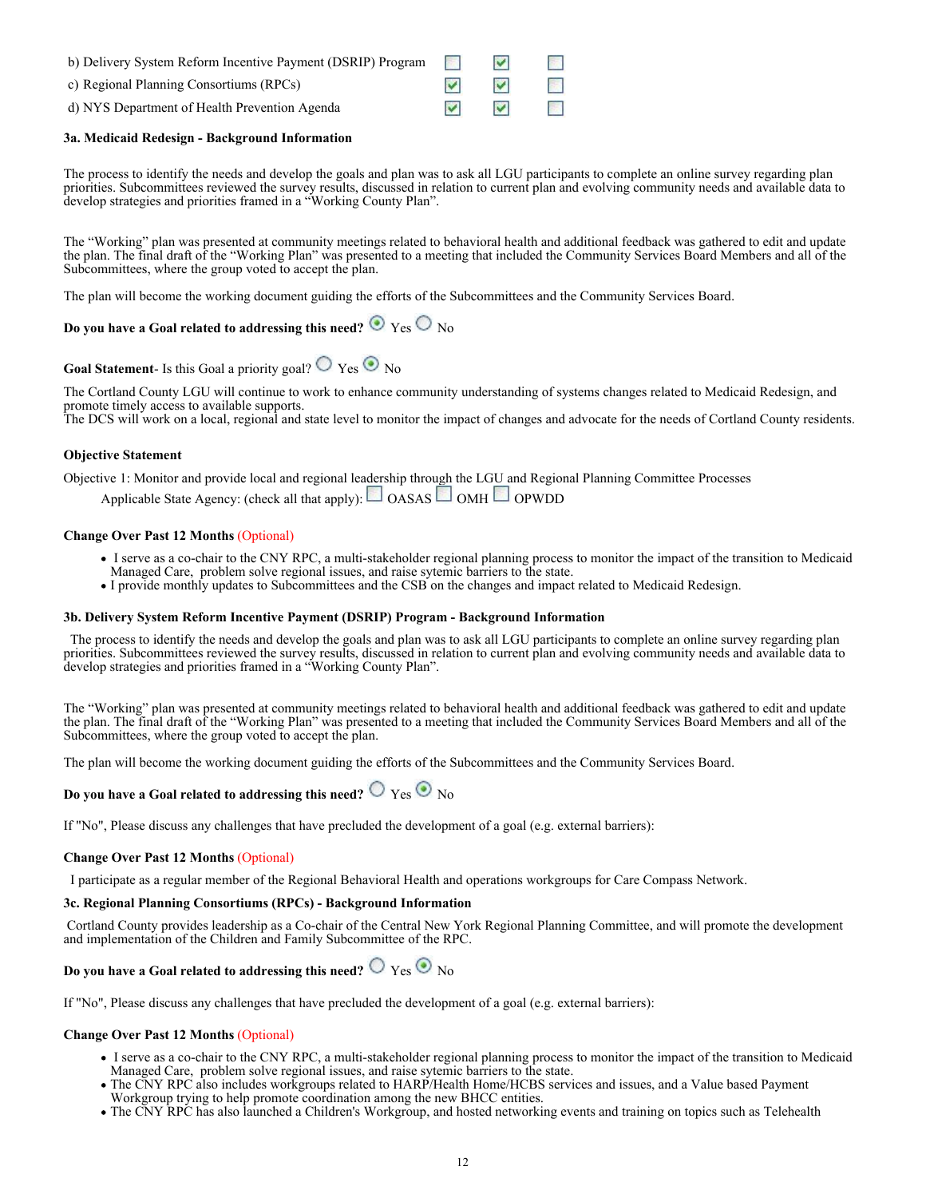| | | | |
|---|---|---|---|
| b) Delivery System Reform Incentive Payment (DSRIP) Program | ☐ | ☑ | ☐ |
| c) Regional Planning Consortiums (RPCs) | ☑ | ☑ | ☐ |
| d) NYS Department of Health Prevention Agenda | ☑ | ☑ | ☐ |

### 3a. Medicaid Redesign - Background Information

The process to identify the needs and develop the goals and plan was to ask all LGU participants to complete an online survey regarding plan priorities. Subcommittees reviewed the survey results, discussed in relation to current plan and evolving community needs and available data to develop strategies and priorities framed in a "Working County Plan".

The "Working" plan was presented at community meetings related to behavioral health and additional feedback was gathered to edit and update the plan. The final draft of the "Working Plan" was presented to a meeting that included the Community Services Board Members and all of the Subcommittees, where the group voted to accept the plan.

The plan will become the working document guiding the efforts of the Subcommittees and the Community Services Board.

**Do you have a Goal related to addressing this need?** ◉ Yes ○ No

**Goal Statement**- Is this Goal a priority goal? ○ Yes ◉ No

The Cortland County LGU will continue to work to enhance community understanding of systems changes related to Medicaid Redesign, and promote timely access to available supports.
The DCS will work on a local, regional and state level to monitor the impact of changes and advocate for the needs of Cortland County residents.

**Objective Statement**

Objective 1: Monitor and provide local and regional leadership through the LGU and Regional Planning Committee Processes

Applicable State Agency: (check all that apply): ☐ OASAS ☐ OMH ☐ OPWDD

**Change Over Past 12 Months** (Optional)

- I serve as a co-chair to the CNY RPC, a multi-stakeholder regional planning process to monitor the impact of the transition to Medicaid Managed Care, problem solve regional issues, and raise sytemic barriers to the state.
- I provide monthly updates to Subcommittees and the CSB on the changes and impact related to Medicaid Redesign.

### 3b. Delivery System Reform Incentive Payment (DSRIP) Program - Background Information

The process to identify the needs and develop the goals and plan was to ask all LGU participants to complete an online survey regarding plan priorities. Subcommittees reviewed the survey results, discussed in relation to current plan and evolving community needs and available data to develop strategies and priorities framed in a "Working County Plan".

The "Working" plan was presented at community meetings related to behavioral health and additional feedback was gathered to edit and update the plan. The final draft of the "Working Plan" was presented to a meeting that included the Community Services Board Members and all of the Subcommittees, where the group voted to accept the plan.

The plan will become the working document guiding the efforts of the Subcommittees and the Community Services Board.

**Do you have a Goal related to addressing this need?** ○ Yes ◉ No

If "No", Please discuss any challenges that have precluded the development of a goal (e.g. external barriers):

**Change Over Past 12 Months** (Optional)

I participate as a regular member of the Regional Behavioral Health and operations workgroups for Care Compass Network.

### 3c. Regional Planning Consortiums (RPCs) - Background Information

Cortland County provides leadership as a Co-chair of the Central New York Regional Planning Committee, and will promote the development and implementation of the Children and Family Subcommittee of the RPC.

**Do you have a Goal related to addressing this need?** ○ Yes ◉ No

If "No", Please discuss any challenges that have precluded the development of a goal (e.g. external barriers):

**Change Over Past 12 Months** (Optional)

- I serve as a co-chair to the CNY RPC, a multi-stakeholder regional planning process to monitor the impact of the transition to Medicaid Managed Care, problem solve regional issues, and raise sytemic barriers to the state.
- The CNY RPC also includes workgroups related to HARP/Health Home/HCBS services and issues, and a Value based Payment Workgroup trying to help promote coordination among the new BHCC entities.
- The CNY RPC has also launched a Children's Workgroup, and hosted networking events and training on topics such as Telehealth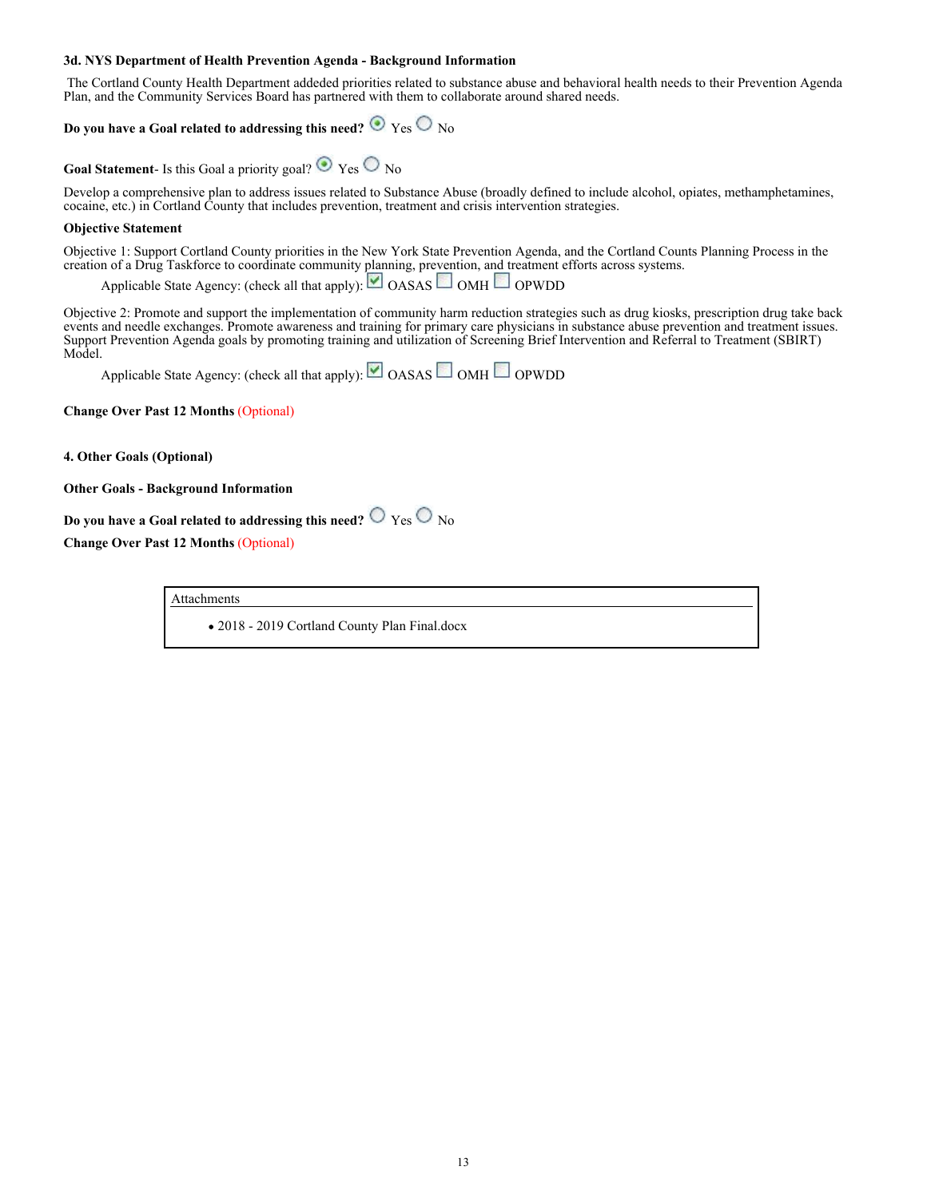**3d. NYS Department of Health Prevention Agenda - Background Information**

The Cortland County Health Department addeded priorities related to substance abuse and behavioral health needs to their Prevention Agenda Plan, and the Community Services Board has partnered with them to collaborate around shared needs.

**Do you have a Goal related to addressing this need?** ◉ Yes ○ No

**Goal Statement**- Is this Goal a priority goal? ◉ Yes ○ No

Develop a comprehensive plan to address issues related to Substance Abuse (broadly defined to include alcohol, opiates, methamphetamines, cocaine, etc.) in Cortland County that includes prevention, treatment and crisis intervention strategies.

**Objective Statement**

Objective 1: Support Cortland County priorities in the New York State Prevention Agenda, and the Cortland Counts Planning Process in the creation of a Drug Taskforce to coordinate community planning, prevention, and treatment efforts across systems.

Applicable State Agency: (check all that apply): ☑ OASAS ☐ OMH ☐ OPWDD

Objective 2: Promote and support the implementation of community harm reduction strategies such as drug kiosks, prescription drug take back events and needle exchanges. Promote awareness and training for primary care physicians in substance abuse prevention and treatment issues. Support Prevention Agenda goals by promoting training and utilization of Screening Brief Intervention and Referral to Treatment (SBIRT) Model.

Applicable State Agency: (check all that apply): ☑ OASAS ☐ OMH ☐ OPWDD

**Change Over Past 12 Months** (Optional)

**4. Other Goals (Optional)**

**Other Goals - Background Information**

**Do you have a Goal related to addressing this need?** ○ Yes ○ No

**Change Over Past 12 Months** (Optional)

| Attachments |
|---|
| • 2018 - 2019 Cortland County Plan Final.docx |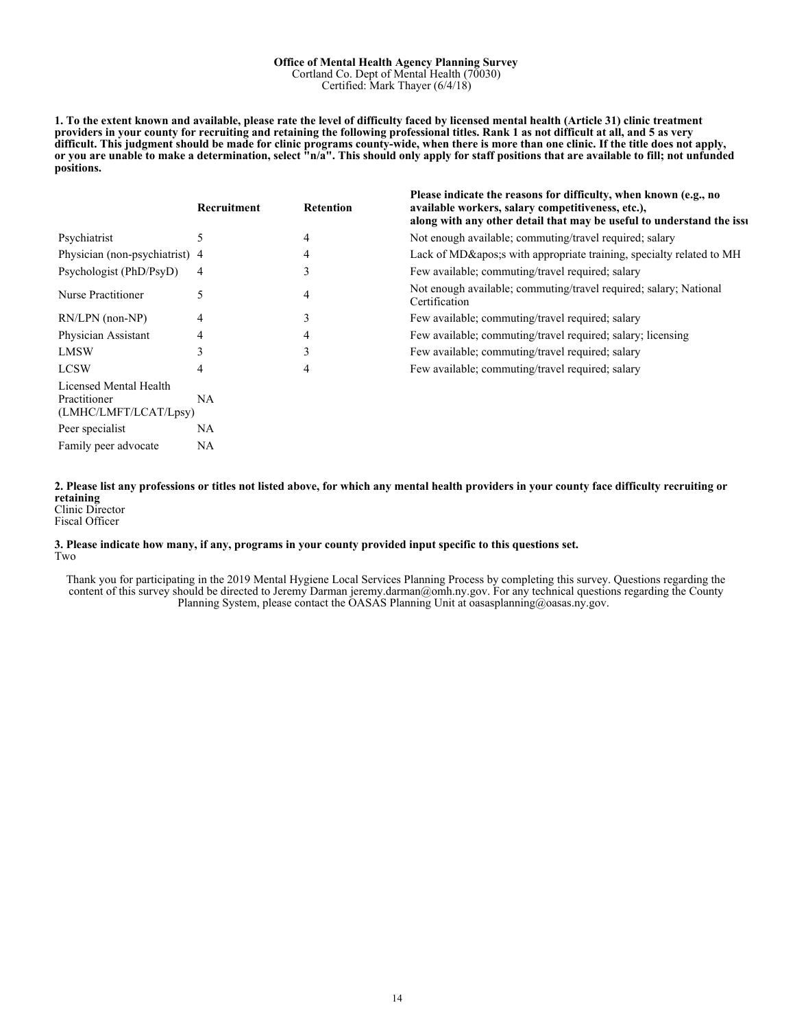**Office of Mental Health Agency Planning Survey**
Cortland Co. Dept of Mental Health (70030)
Certified: Mark Thayer (6/4/18)

**1. To the extent known and available, please rate the level of difficulty faced by licensed mental health (Article 31) clinic treatment providers in your county for recruiting and retaining the following professional titles. Rank 1 as not difficult at all, and 5 as very difficult. This judgment should be made for clinic programs county-wide, when there is more than one clinic. If the title does not apply, or you are unable to make a determination, select "n/a". This should only apply for staff positions that are available to fill; not unfunded positions.**

| | Recruitment | Retention | Please indicate the reasons for difficulty, when known (e.g., no available workers, salary competitiveness, etc.), along with any other detail that may be useful to understand the issu |
|---|---|---|---|
| Psychiatrist | 5 | 4 | Not enough available; commuting/travel required; salary |
| Physician (non-psychiatrist) | 4 | 4 | Lack of MD&apos;s with appropriate training, specialty related to MH |
| Psychologist (PhD/PsyD) | 4 | 3 | Few available; commuting/travel required; salary |
| Nurse Practitioner | 5 | 4 | Not enough available; commuting/travel required; salary; National Certification |
| RN/LPN (non-NP) | 4 | 3 | Few available; commuting/travel required; salary |
| Physician Assistant | 4 | 4 | Few available; commuting/travel required; salary; licensing |
| LMSW | 3 | 3 | Few available; commuting/travel required; salary |
| LCSW | 4 | 4 | Few available; commuting/travel required; salary |
| Licensed Mental Health Practitioner (LMHC/LMFT/LCAT/Lpsy) | NA | | |
| Peer specialist | NA | | |
| Family peer advocate | NA | | |

**2. Please list any professions or titles not listed above, for which any mental health providers in your county face difficulty recruiting or retaining**
Clinic Director
Fiscal Officer

**3. Please indicate how many, if any, programs in your county provided input specific to this questions set.**
Two

Thank you for participating in the 2019 Mental Hygiene Local Services Planning Process by completing this survey. Questions regarding the content of this survey should be directed to Jeremy Darman jeremy.darman@omh.ny.gov. For any technical questions regarding the County Planning System, please contact the OASAS Planning Unit at oasasplanning@oasas.ny.gov.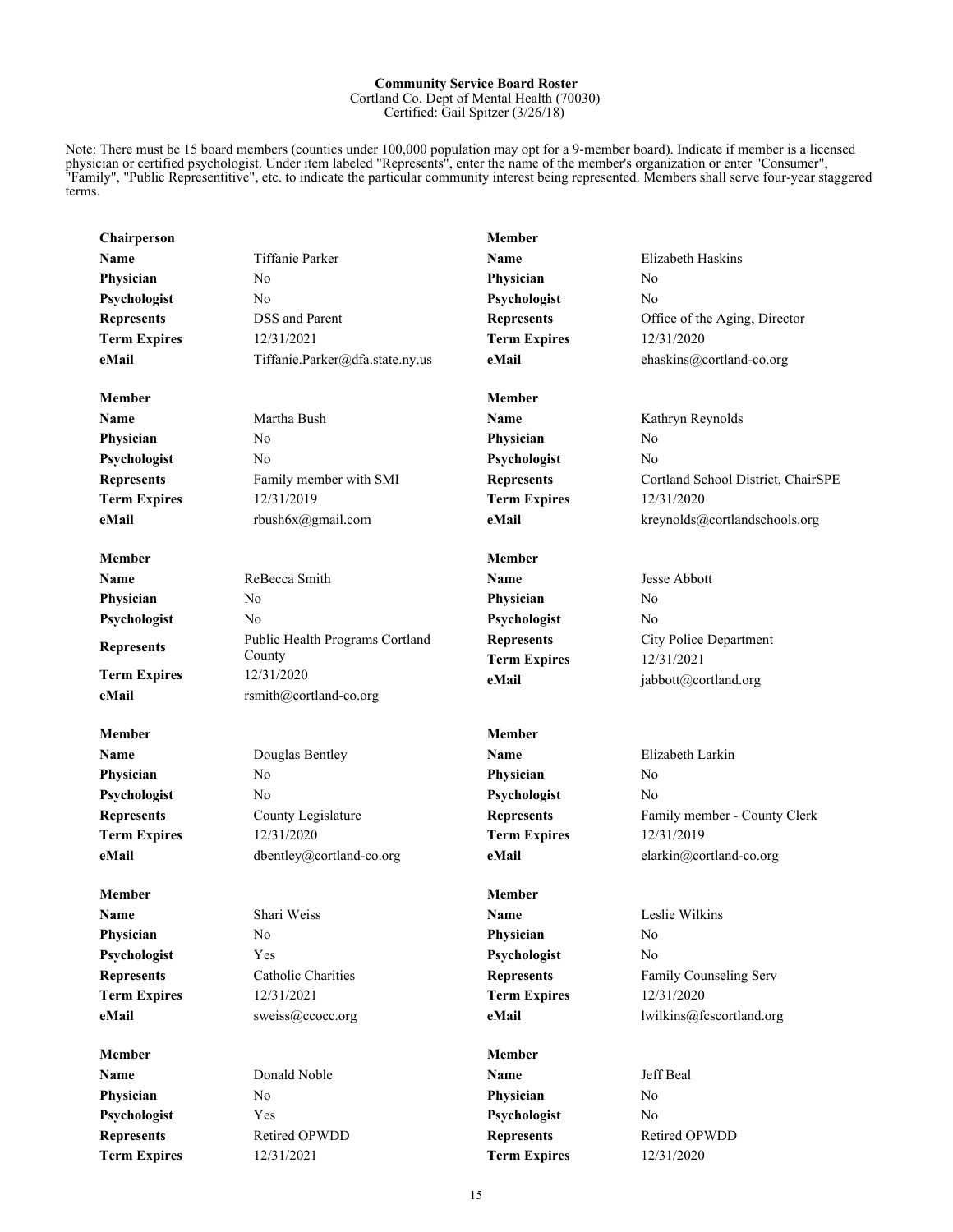**Community Service Board Roster**
Cortland Co. Dept of Mental Health (70030)
Certified: Gail Spitzer (3/26/18)

Note: There must be 15 board members (counties under 100,000 population may opt for a 9-member board). Indicate if member is a licensed physician or certified psychologist. Under item labeled "Represents", enter the name of the member's organization or enter "Consumer", "Family", "Public Representitive", etc. to indicate the particular community interest being represented. Members shall serve four-year staggered terms.

**Chairperson**

| | |
|---|---|
| **Name** | Tiffanie Parker |
| **Physician** | No |
| **Psychologist** | No |
| **Represents** | DSS and Parent |
| **Term Expires** | 12/31/2021 |
| **eMail** | Tiffanie.Parker@dfa.state.ny.us |

**Member**

| | |
|---|---|
| **Name** | Martha Bush |
| **Physician** | No |
| **Psychologist** | No |
| **Represents** | Family member with SMI |
| **Term Expires** | 12/31/2019 |
| **eMail** | rbush6x@gmail.com |

**Member**

| | |
|---|---|
| **Name** | ReBecca Smith |
| **Physician** | No |
| **Psychologist** | No |
| **Represents** | Public Health Programs Cortland County |
| **Term Expires** | 12/31/2020 |
| **eMail** | rsmith@cortland-co.org |

**Member**

| | |
|---|---|
| **Name** | Douglas Bentley |
| **Physician** | No |
| **Psychologist** | No |
| **Represents** | County Legislature |
| **Term Expires** | 12/31/2020 |
| **eMail** | dbentley@cortland-co.org |

**Member**

| | |
|---|---|
| **Name** | Shari Weiss |
| **Physician** | No |
| **Psychologist** | Yes |
| **Represents** | Catholic Charities |
| **Term Expires** | 12/31/2021 |
| **eMail** | sweiss@ccocc.org |

**Member**

| | |
|---|---|
| **Name** | Donald Noble |
| **Physician** | No |
| **Psychologist** | Yes |
| **Represents** | Retired OPWDD |
| **Term Expires** | 12/31/2021 |

**Member**

| | |
|---|---|
| **Name** | Elizabeth Haskins |
| **Physician** | No |
| **Psychologist** | No |
| **Represents** | Office of the Aging, Director |
| **Term Expires** | 12/31/2020 |
| **eMail** | ehaskins@cortland-co.org |

**Member**

| | |
|---|---|
| **Name** | Kathryn Reynolds |
| **Physician** | No |
| **Psychologist** | No |
| **Represents** | Cortland School District, ChairSPE |
| **Term Expires** | 12/31/2020 |
| **eMail** | kreynolds@cortlandschools.org |

**Member**

| | |
|---|---|
| **Name** | Jesse Abbott |
| **Physician** | No |
| **Psychologist** | No |
| **Represents** | City Police Department |
| **Term Expires** | 12/31/2021 |
| **eMail** | jabbott@cortland.org |

**Member**

| | |
|---|---|
| **Name** | Elizabeth Larkin |
| **Physician** | No |
| **Psychologist** | No |
| **Represents** | Family member - County Clerk |
| **Term Expires** | 12/31/2019 |
| **eMail** | elarkin@cortland-co.org |

**Member**

| | |
|---|---|
| **Name** | Leslie Wilkins |
| **Physician** | No |
| **Psychologist** | No |
| **Represents** | Family Counseling Serv |
| **Term Expires** | 12/31/2020 |
| **eMail** | lwilkins@fcscortland.org |

**Member**

| | |
|---|---|
| **Name** | Jeff Beal |
| **Physician** | No |
| **Psychologist** | No |
| **Represents** | Retired OPWDD |
| **Term Expires** | 12/31/2020 |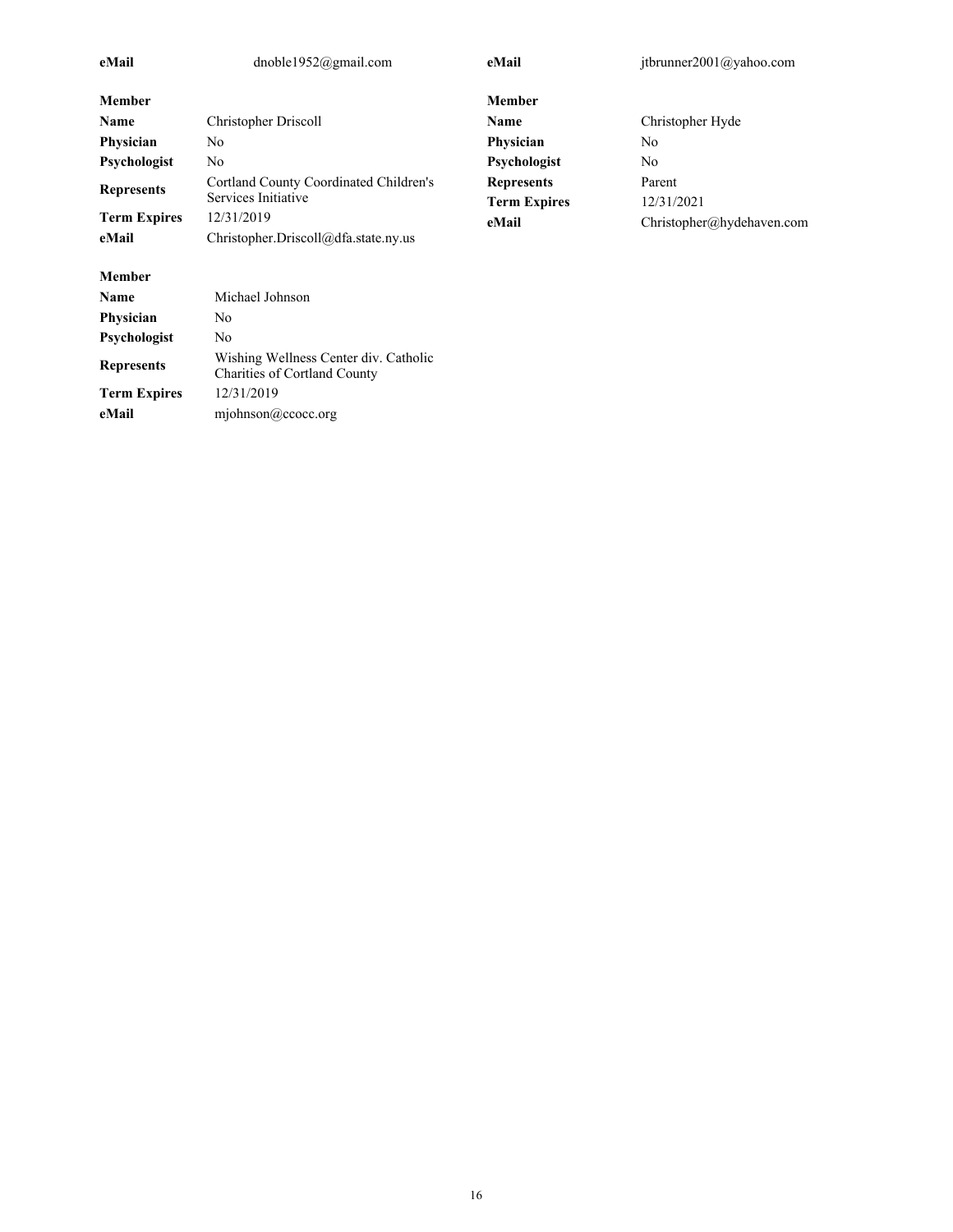| | |
|---|---|
| **eMail** | dnoble1952@gmail.com |

| **Member** | |
|---|---|
| **Name** | Christopher Driscoll |
| **Physician** | No |
| **Psychologist** | No |
| **Represents** | Cortland County Coordinated Children's Services Initiative |
| **Term Expires** | 12/31/2019 |
| **eMail** | Christopher.Driscoll@dfa.state.ny.us |

| **Member** | |
|---|---|
| **Name** | Michael Johnson |
| **Physician** | No |
| **Psychologist** | No |
| **Represents** | Wishing Wellness Center div. Catholic Charities of Cortland County |
| **Term Expires** | 12/31/2019 |
| **eMail** | mjohnson@ccocc.org |

| | |
|---|---|
| **eMail** | jtbrunner2001@yahoo.com |

| **Member** | |
|---|---|
| **Name** | Christopher Hyde |
| **Physician** | No |
| **Psychologist** | No |
| **Represents** | Parent |
| **Term Expires** | 12/31/2021 |
| **eMail** | Christopher@hydehaven.com |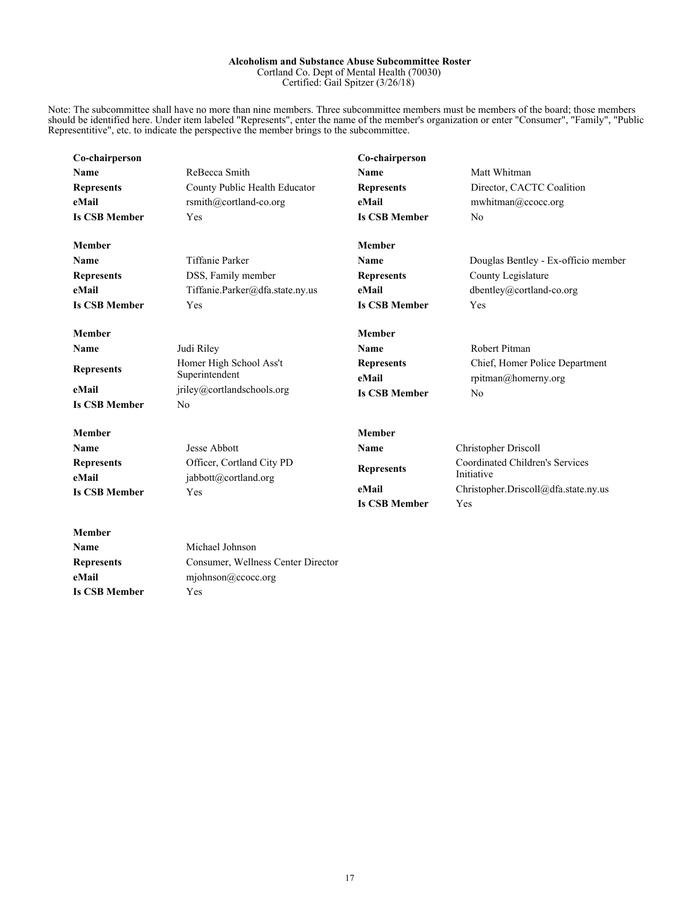**Alcoholism and Substance Abuse Subcommittee Roster**

Cortland Co. Dept of Mental Health (70030)

Certified: Gail Spitzer (3/26/18)

Note: The subcommittee shall have no more than nine members. Three subcommittee members must be members of the board; those members should be identified here. Under item labeled "Represents", enter the name of the member's organization or enter "Consumer", "Family", "Public Representitive", etc. to indicate the perspective the member brings to the subcommittee.

**Co-chairperson**

| | |
|---|---|
| **Name** | ReBecca Smith |
| **Represents** | County Public Health Educator |
| **eMail** | rsmith@cortland-co.org |
| **Is CSB Member** | Yes |

**Co-chairperson**

| | |
|---|---|
| **Name** | Matt Whitman |
| **Represents** | Director, CACTC Coalition |
| **eMail** | mwhitman@ccocc.org |
| **Is CSB Member** | No |

**Member**

| | |
|---|---|
| **Name** | Tiffanie Parker |
| **Represents** | DSS, Family member |
| **eMail** | Tiffanie.Parker@dfa.state.ny.us |
| **Is CSB Member** | Yes |

**Member**

| | |
|---|---|
| **Name** | Douglas Bentley - Ex-officio member |
| **Represents** | County Legislature |
| **eMail** | dbentley@cortland-co.org |
| **Is CSB Member** | Yes |

**Member**

| | |
|---|---|
| **Name** | Judi Riley |
| **Represents** | Homer High School Ass't Superintendent |
| **eMail** | jriley@cortlandschools.org |
| **Is CSB Member** | No |

**Member**

| | |
|---|---|
| **Name** | Robert Pitman |
| **Represents** | Chief, Homer Police Department |
| **eMail** | rpitman@homerny.org |
| **Is CSB Member** | No |

**Member**

| | |
|---|---|
| **Name** | Jesse Abbott |
| **Represents** | Officer, Cortland City PD |
| **eMail** | jabbott@cortland.org |
| **Is CSB Member** | Yes |

**Member**

| | |
|---|---|
| **Name** | Christopher Driscoll |
| **Represents** | Coordinated Children's Services Initiative |
| **eMail** | Christopher.Driscoll@dfa.state.ny.us |
| **Is CSB Member** | Yes |

**Member**

| | |
|---|---|
| **Name** | Michael Johnson |
| **Represents** | Consumer, Wellness Center Director |
| **eMail** | mjohnson@ccocc.org |
| **Is CSB Member** | Yes |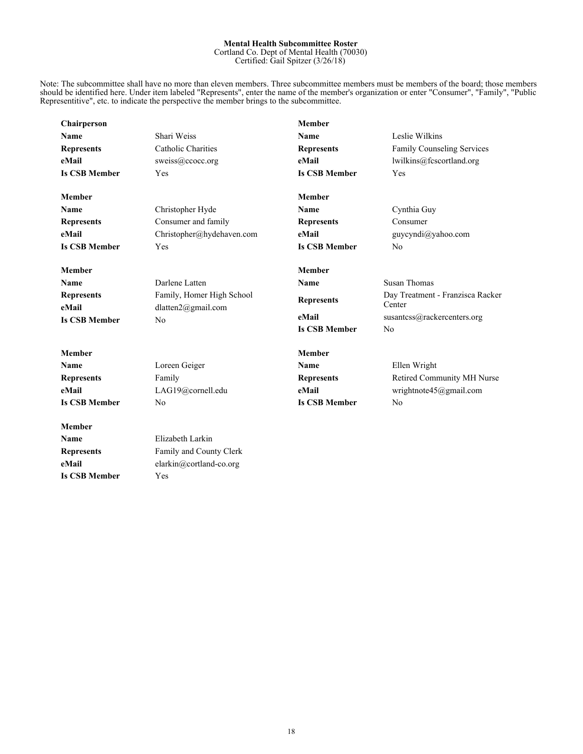**Mental Health Subcommittee Roster**
Cortland Co. Dept of Mental Health (70030)
Certified: Gail Spitzer (3/26/18)

Note: The subcommittee shall have no more than eleven members. Three subcommittee members must be members of the board; those members should be identified here. Under item labeled "Represents", enter the name of the member's organization or enter "Consumer", "Family", "Public Representitive", etc. to indicate the perspective the member brings to the subcommittee.

**Chairperson**

| | |
|---|---|
| **Name** | Shari Weiss |
| **Represents** | Catholic Charities |
| **eMail** | sweiss@ccocc.org |
| **Is CSB Member** | Yes |

**Member**

| | |
|---|---|
| **Name** | Leslie Wilkins |
| **Represents** | Family Counseling Services |
| **eMail** | lwilkins@fcscortland.org |
| **Is CSB Member** | Yes |

**Member**

| | |
|---|---|
| **Name** | Christopher Hyde |
| **Represents** | Consumer and family |
| **eMail** | Christopher@hydehaven.com |
| **Is CSB Member** | Yes |

**Member**

| | |
|---|---|
| **Name** | Cynthia Guy |
| **Represents** | Consumer |
| **eMail** | guycyndi@yahoo.com |
| **Is CSB Member** | No |

**Member**

| | |
|---|---|
| **Name** | Darlene Latten |
| **Represents** | Family, Homer High School |
| **eMail** | dlatten2@gmail.com |
| **Is CSB Member** | No |

**Member**

| | |
|---|---|
| **Name** | Susan Thomas |
| **Represents** | Day Treatment - Franzisca Racker Center |
| **eMail** | susantcss@rackercenters.org |
| **Is CSB Member** | No |

**Member**

| | |
|---|---|
| **Name** | Loreen Geiger |
| **Represents** | Family |
| **eMail** | LAG19@cornell.edu |
| **Is CSB Member** | No |

**Member**

| | |
|---|---|
| **Name** | Ellen Wright |
| **Represents** | Retired Community MH Nurse |
| **eMail** | wrightnote45@gmail.com |
| **Is CSB Member** | No |

**Member**

| | |
|---|---|
| **Name** | Elizabeth Larkin |
| **Represents** | Family and County Clerk |
| **eMail** | elarkin@cortland-co.org |
| **Is CSB Member** | Yes |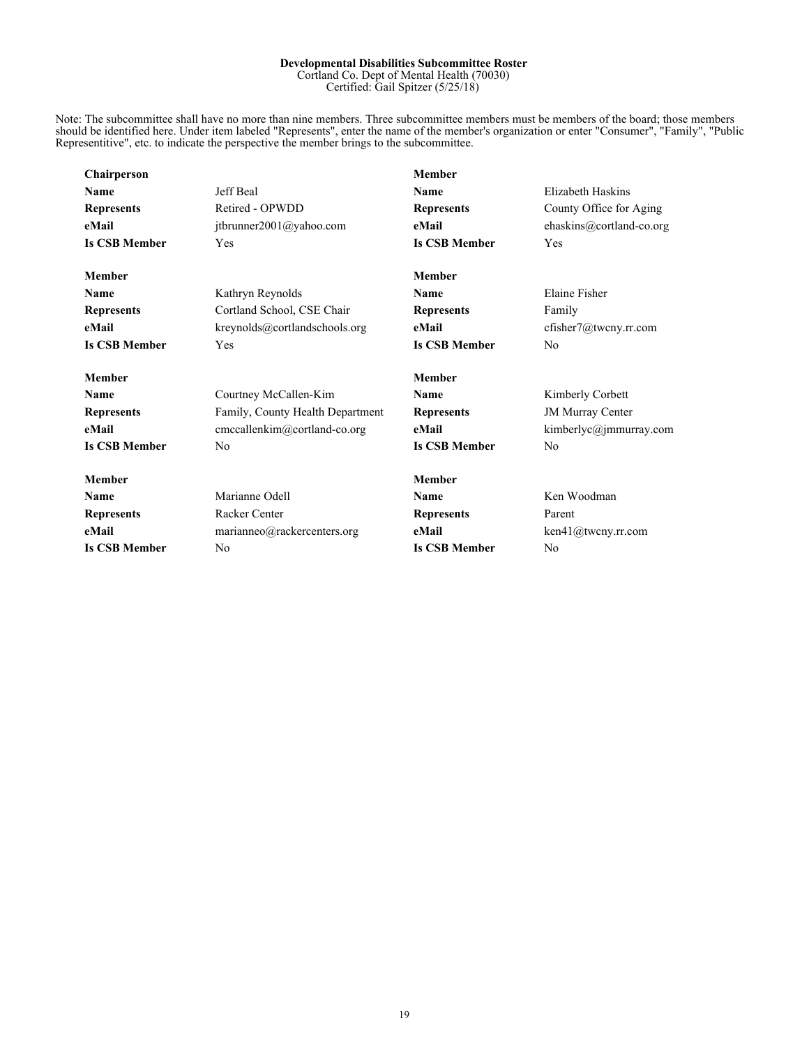**Developmental Disabilities Subcommittee Roster**
Cortland Co. Dept of Mental Health (70030)
Certified: Gail Spitzer (5/25/18)

Note: The subcommittee shall have no more than nine members. Three subcommittee members must be members of the board; those members should be identified here. Under item labeled "Represents", enter the name of the member's organization or enter "Consumer", "Family", "Public Representitive", etc. to indicate the perspective the member brings to the subcommittee.

**Chairperson**

| | |
|---|---|
| **Name** | Jeff Beal |
| **Represents** | Retired - OPWDD |
| **eMail** | jtbrunner2001@yahoo.com |
| **Is CSB Member** | Yes |

**Member**

| | |
|---|---|
| **Name** | Elizabeth Haskins |
| **Represents** | County Office for Aging |
| **eMail** | ehaskins@cortland-co.org |
| **Is CSB Member** | Yes |

**Member**

| | |
|---|---|
| **Name** | Kathryn Reynolds |
| **Represents** | Cortland School, CSE Chair |
| **eMail** | kreynolds@cortlandschools.org |
| **Is CSB Member** | Yes |

**Member**

| | |
|---|---|
| **Name** | Elaine Fisher |
| **Represents** | Family |
| **eMail** | cfisher7@twcny.rr.com |
| **Is CSB Member** | No |

**Member**

| | |
|---|---|
| **Name** | Courtney McCallen-Kim |
| **Represents** | Family, County Health Department |
| **eMail** | cmccallenkim@cortland-co.org |
| **Is CSB Member** | No |

**Member**

| | |
|---|---|
| **Name** | Kimberly Corbett |
| **Represents** | JM Murray Center |
| **eMail** | kimberlyc@jmmurray.com |
| **Is CSB Member** | No |

**Member**

| | |
|---|---|
| **Name** | Marianne Odell |
| **Represents** | Racker Center |
| **eMail** | marianneo@rackercenters.org |
| **Is CSB Member** | No |

**Member**

| | |
|---|---|
| **Name** | Ken Woodman |
| **Represents** | Parent |
| **eMail** | ken41@twcny.rr.com |
| **Is CSB Member** | No |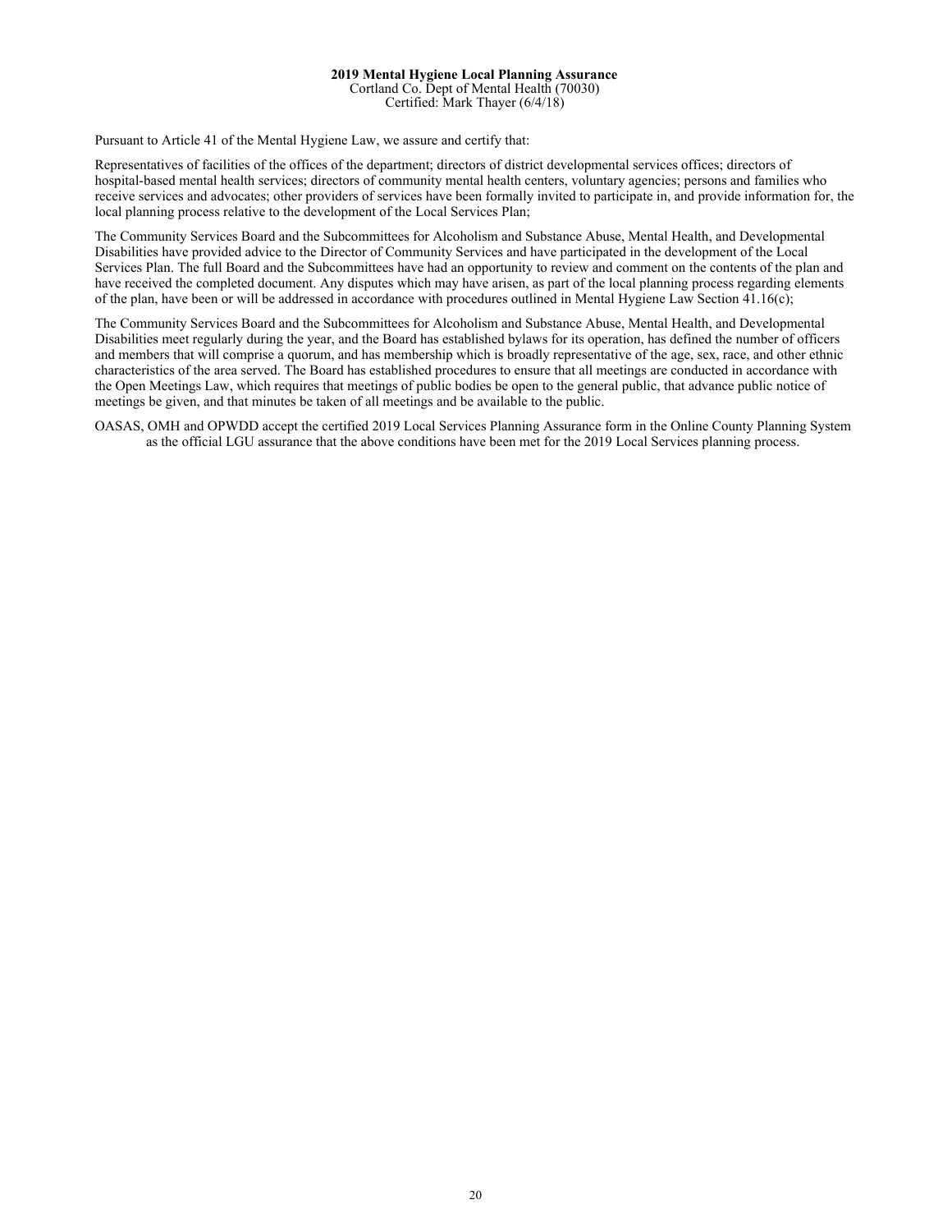**2019 Mental Hygiene Local Planning Assurance**

Cortland Co. Dept of Mental Health (70030)
Certified: Mark Thayer (6/4/18)

Pursuant to Article 41 of the Mental Hygiene Law, we assure and certify that:

Representatives of facilities of the offices of the department; directors of district developmental services offices; directors of hospital-based mental health services; directors of community mental health centers, voluntary agencies; persons and families who receive services and advocates; other providers of services have been formally invited to participate in, and provide information for, the local planning process relative to the development of the Local Services Plan;

The Community Services Board and the Subcommittees for Alcoholism and Substance Abuse, Mental Health, and Developmental Disabilities have provided advice to the Director of Community Services and have participated in the development of the Local Services Plan. The full Board and the Subcommittees have had an opportunity to review and comment on the contents of the plan and have received the completed document. Any disputes which may have arisen, as part of the local planning process regarding elements of the plan, have been or will be addressed in accordance with procedures outlined in Mental Hygiene Law Section 41.16(c);

The Community Services Board and the Subcommittees for Alcoholism and Substance Abuse, Mental Health, and Developmental Disabilities meet regularly during the year, and the Board has established bylaws for its operation, has defined the number of officers and members that will comprise a quorum, and has membership which is broadly representative of the age, sex, race, and other ethnic characteristics of the area served. The Board has established procedures to ensure that all meetings are conducted in accordance with the Open Meetings Law, which requires that meetings of public bodies be open to the general public, that advance public notice of meetings be given, and that minutes be taken of all meetings and be available to the public.

OASAS, OMH and OPWDD accept the certified 2019 Local Services Planning Assurance form in the Online County Planning System as the official LGU assurance that the above conditions have been met for the 2019 Local Services planning process.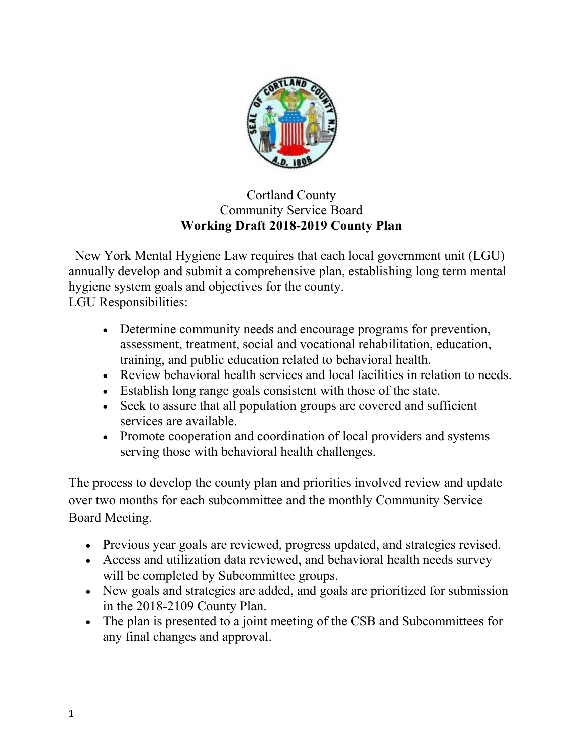Cortland County
Community Service Board
**Working Draft 2018-2019 County Plan**

New York Mental Hygiene Law requires that each local government unit (LGU) annually develop and submit a comprehensive plan, establishing long term mental hygiene system goals and objectives for the county.
LGU Responsibilities:

- Determine community needs and encourage programs for prevention, assessment, treatment, social and vocational rehabilitation, education, training, and public education related to behavioral health.
- Review behavioral health services and local facilities in relation to needs.
- Establish long range goals consistent with those of the state.
- Seek to assure that all population groups are covered and sufficient services are available.
- Promote cooperation and coordination of local providers and systems serving those with behavioral health challenges.

The process to develop the county plan and priorities involved review and update over two months for each subcommittee and the monthly Community Service Board Meeting.

- Previous year goals are reviewed, progress updated, and strategies revised.
- Access and utilization data reviewed, and behavioral health needs survey will be completed by Subcommittee groups.
- New goals and strategies are added, and goals are prioritized for submission in the 2018-2109 County Plan.
- The plan is presented to a joint meeting of the CSB and Subcommittees for any final changes and approval.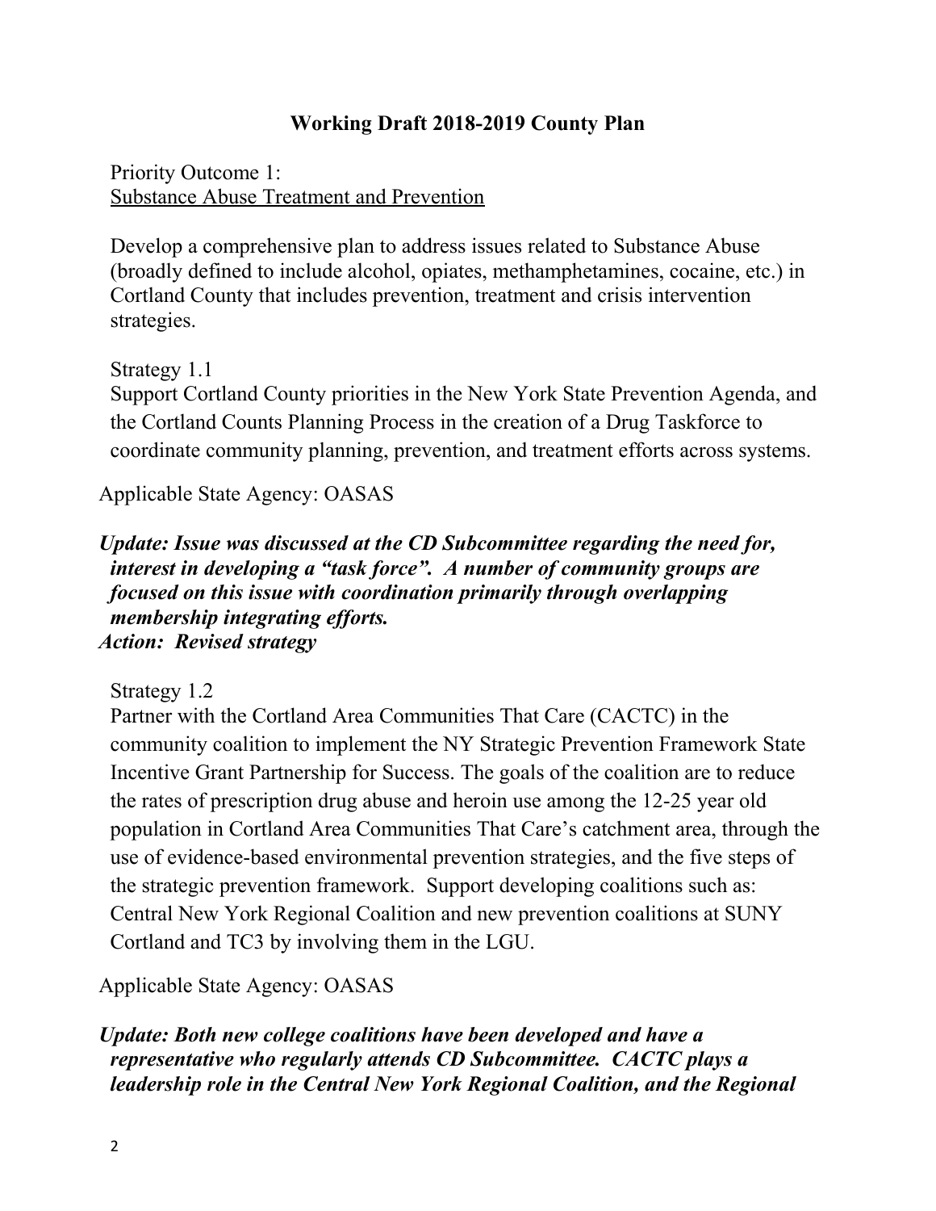# Working Draft 2018-2019 County Plan

Priority Outcome 1:
Substance Abuse Treatment and Prevention

Develop a comprehensive plan to address issues related to Substance Abuse (broadly defined to include alcohol, opiates, methamphetamines, cocaine, etc.) in Cortland County that includes prevention, treatment and crisis intervention strategies.

Strategy 1.1
Support Cortland County priorities in the New York State Prevention Agenda, and the Cortland Counts Planning Process in the creation of a Drug Taskforce to coordinate community planning, prevention, and treatment efforts across systems.

Applicable State Agency: OASAS

***Update: Issue was discussed at the CD Subcommittee regarding the need for, interest in developing a "task force". A number of community groups are focused on this issue with coordination primarily through overlapping membership integrating efforts.***
***Action: Revised strategy***

Strategy 1.2
Partner with the Cortland Area Communities That Care (CACTC) in the community coalition to implement the NY Strategic Prevention Framework State Incentive Grant Partnership for Success. The goals of the coalition are to reduce the rates of prescription drug abuse and heroin use among the 12-25 year old population in Cortland Area Communities That Care's catchment area, through the use of evidence-based environmental prevention strategies, and the five steps of the strategic prevention framework. Support developing coalitions such as: Central New York Regional Coalition and new prevention coalitions at SUNY Cortland and TC3 by involving them in the LGU.

Applicable State Agency: OASAS

***Update: Both new college coalitions have been developed and have a representative who regularly attends CD Subcommittee. CACTC plays a leadership role in the Central New York Regional Coalition, and the Regional***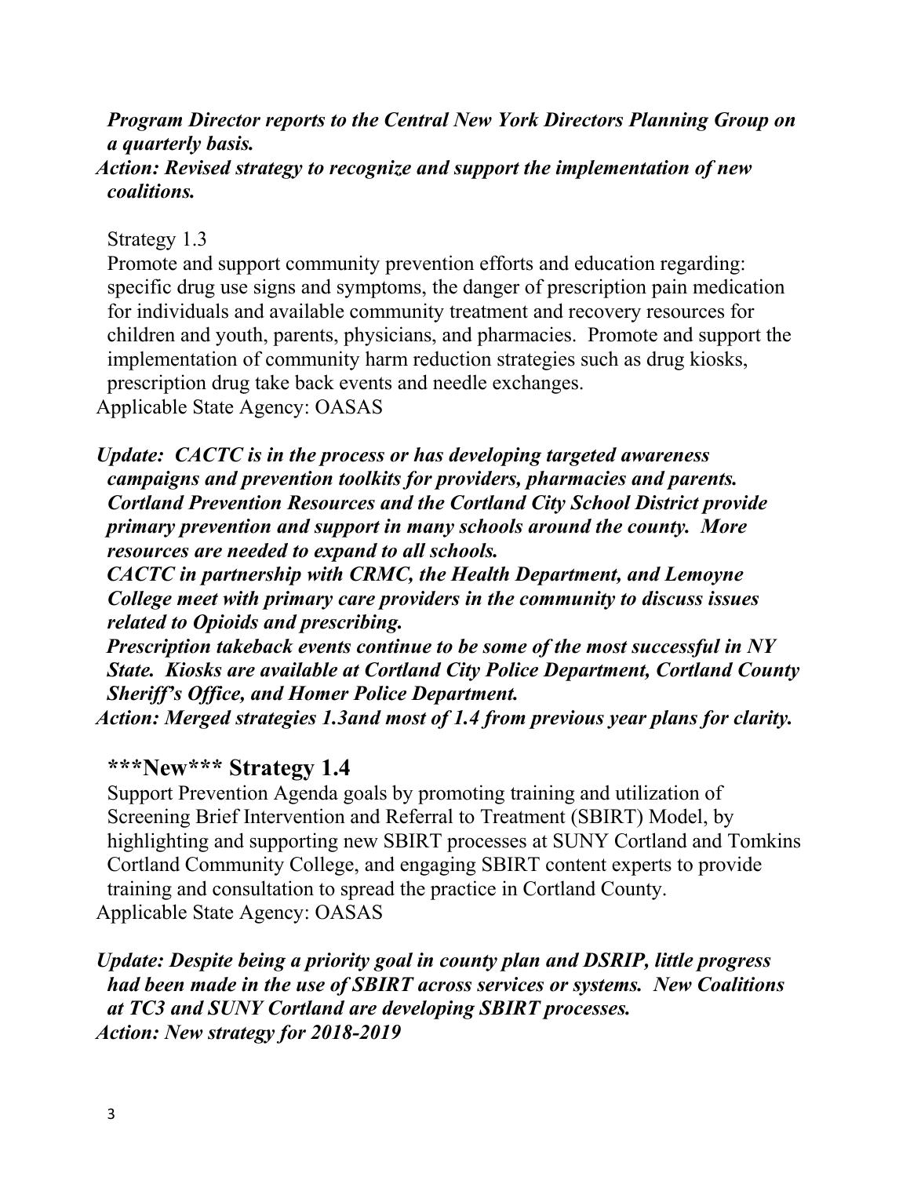***Program Director reports to the Central New York Directors Planning Group on a quarterly basis.***
***Action: Revised strategy to recognize and support the implementation of new coalitions.***

Strategy 1.3
Promote and support community prevention efforts and education regarding: specific drug use signs and symptoms, the danger of prescription pain medication for individuals and available community treatment and recovery resources for children and youth, parents, physicians, and pharmacies. Promote and support the implementation of community harm reduction strategies such as drug kiosks, prescription drug take back events and needle exchanges.
Applicable State Agency: OASAS

***Update: CACTC is in the process or has developing targeted awareness campaigns and prevention toolkits for providers, pharmacies and parents. Cortland Prevention Resources and the Cortland City School District provide primary prevention and support in many schools around the county. More resources are needed to expand to all schools.***
***CACTC in partnership with CRMC, the Health Department, and Lemoyne College meet with primary care providers in the community to discuss issues related to Opioids and prescribing.***
***Prescription takeback events continue to be some of the most successful in NY State. Kiosks are available at Cortland City Police Department, Cortland County Sheriff's Office, and Homer Police Department.***
***Action: Merged strategies 1.3and most of 1.4 from previous year plans for clarity.***

## ***New*** Strategy 1.4

Support Prevention Agenda goals by promoting training and utilization of Screening Brief Intervention and Referral to Treatment (SBIRT) Model, by highlighting and supporting new SBIRT processes at SUNY Cortland and Tomkins Cortland Community College, and engaging SBIRT content experts to provide training and consultation to spread the practice in Cortland County.
Applicable State Agency: OASAS

***Update: Despite being a priority goal in county plan and DSRIP, little progress had been made in the use of SBIRT across services or systems. New Coalitions at TC3 and SUNY Cortland are developing SBIRT processes.***
***Action: New strategy for 2018-2019***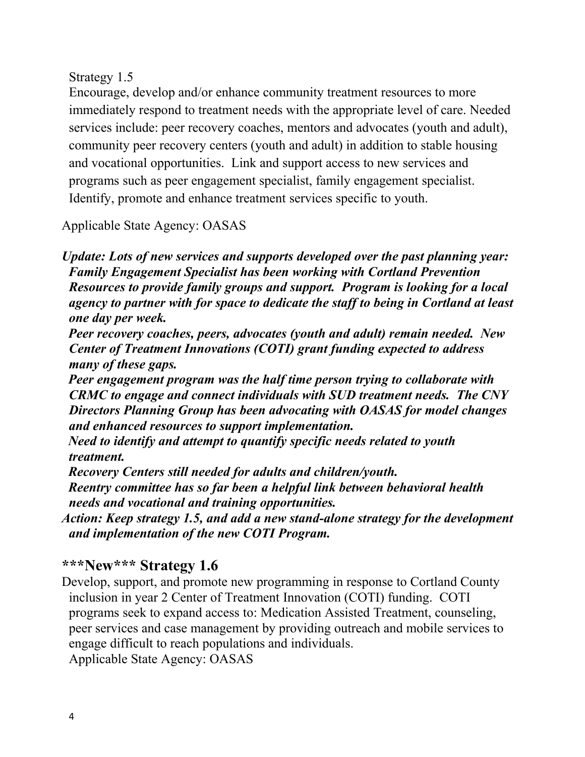Strategy 1.5

Encourage, develop and/or enhance community treatment resources to more immediately respond to treatment needs with the appropriate level of care. Needed services include: peer recovery coaches, mentors and advocates (youth and adult), community peer recovery centers (youth and adult) in addition to stable housing and vocational opportunities. Link and support access to new services and programs such as peer engagement specialist, family engagement specialist. Identify, promote and enhance treatment services specific to youth.

Applicable State Agency: OASAS

***Update: Lots of new services and supports developed over the past planning year: Family Engagement Specialist has been working with Cortland Prevention Resources to provide family groups and support. Program is looking for a local agency to partner with for space to dedicate the staff to being in Cortland at least one day per week.***

***Peer recovery coaches, peers, advocates (youth and adult) remain needed. New Center of Treatment Innovations (COTI) grant funding expected to address many of these gaps.***

***Peer engagement program was the half time person trying to collaborate with CRMC to engage and connect individuals with SUD treatment needs. The CNY Directors Planning Group has been advocating with OASAS for model changes and enhanced resources to support implementation.***

***Need to identify and attempt to quantify specific needs related to youth treatment.***

***Recovery Centers still needed for adults and children/youth.***

***Reentry committee has so far been a helpful link between behavioral health needs and vocational and training opportunities.***

***Action: Keep strategy 1.5, and add a new stand-alone strategy for the development and implementation of the new COTI Program.***

## ***New*** Strategy 1.6

Develop, support, and promote new programming in response to Cortland County inclusion in year 2 Center of Treatment Innovation (COTI) funding. COTI programs seek to expand access to: Medication Assisted Treatment, counseling, peer services and case management by providing outreach and mobile services to engage difficult to reach populations and individuals.

Applicable State Agency: OASAS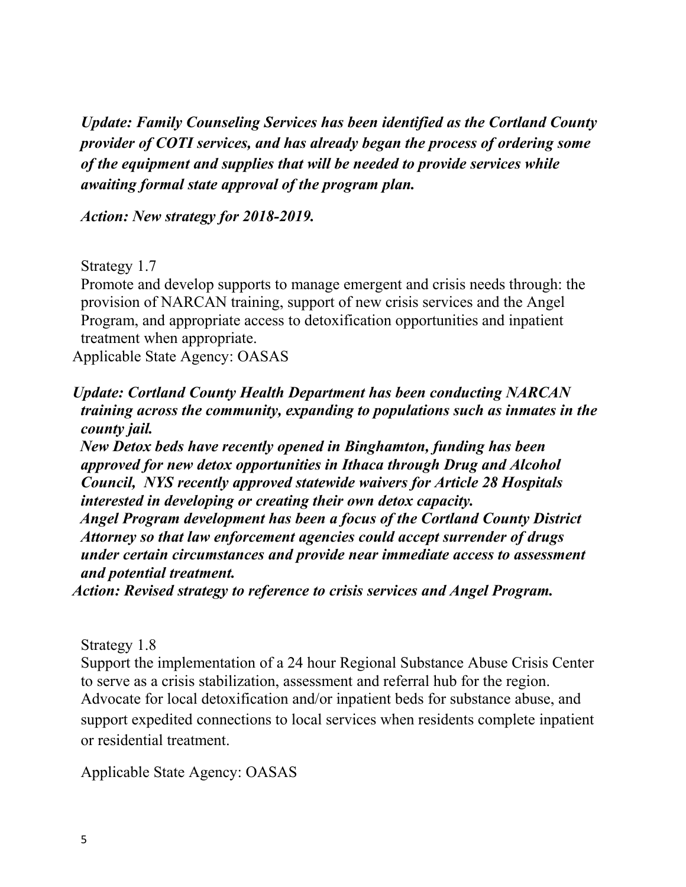***Update: Family Counseling Services has been identified as the Cortland County provider of COTI services, and has already began the process of ordering some of the equipment and supplies that will be needed to provide services while awaiting formal state approval of the program plan.***

***Action: New strategy for 2018-2019.***

Strategy 1.7
Promote and develop supports to manage emergent and crisis needs through: the provision of NARCAN training, support of new crisis services and the Angel Program, and appropriate access to detoxification opportunities and inpatient treatment when appropriate.
Applicable State Agency: OASAS

***Update: Cortland County Health Department has been conducting NARCAN training across the community, expanding to populations such as inmates in the county jail.***
***New Detox beds have recently opened in Binghamton, funding has been approved for new detox opportunities in Ithaca through Drug and Alcohol Council, NYS recently approved statewide waivers for Article 28 Hospitals interested in developing or creating their own detox capacity.***
***Angel Program development has been a focus of the Cortland County District Attorney so that law enforcement agencies could accept surrender of drugs under certain circumstances and provide near immediate access to assessment and potential treatment.***
***Action: Revised strategy to reference to crisis services and Angel Program.***

Strategy 1.8
Support the implementation of a 24 hour Regional Substance Abuse Crisis Center to serve as a crisis stabilization, assessment and referral hub for the region. Advocate for local detoxification and/or inpatient beds for substance abuse, and support expedited connections to local services when residents complete inpatient or residential treatment.

Applicable State Agency: OASAS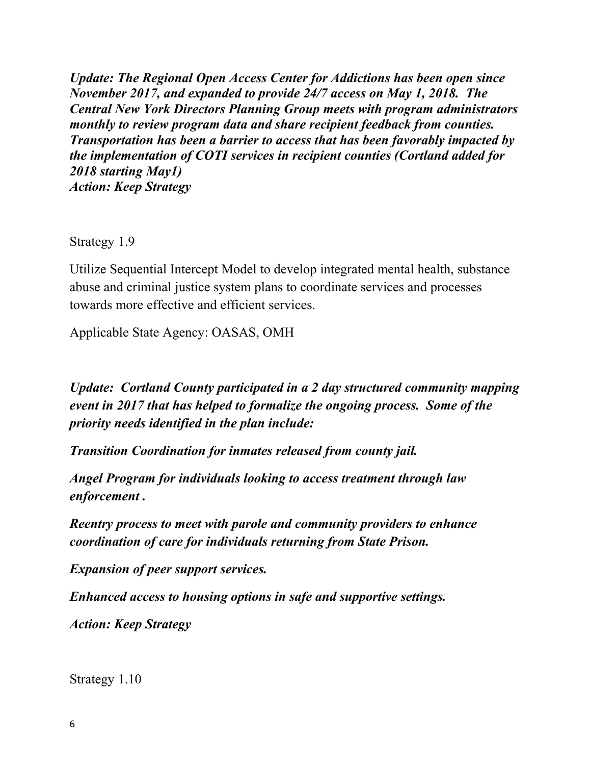***Update: The Regional Open Access Center for Addictions has been open since November 2017, and expanded to provide 24/7 access on May 1, 2018. The Central New York Directors Planning Group meets with program administrators monthly to review program data and share recipient feedback from counties. Transportation has been a barrier to access that has been favorably impacted by the implementation of COTI services in recipient counties (Cortland added for 2018 starting May1)***
***Action: Keep Strategy***

Strategy 1.9

Utilize Sequential Intercept Model to develop integrated mental health, substance abuse and criminal justice system plans to coordinate services and processes towards more effective and efficient services.

Applicable State Agency: OASAS, OMH

***Update: Cortland County participated in a 2 day structured community mapping event in 2017 that has helped to formalize the ongoing process. Some of the priority needs identified in the plan include:***

***Transition Coordination for inmates released from county jail.***

***Angel Program for individuals looking to access treatment through law enforcement .***

***Reentry process to meet with parole and community providers to enhance coordination of care for individuals returning from State Prison.***

***Expansion of peer support services.***

***Enhanced access to housing options in safe and supportive settings.***

***Action: Keep Strategy***

Strategy 1.10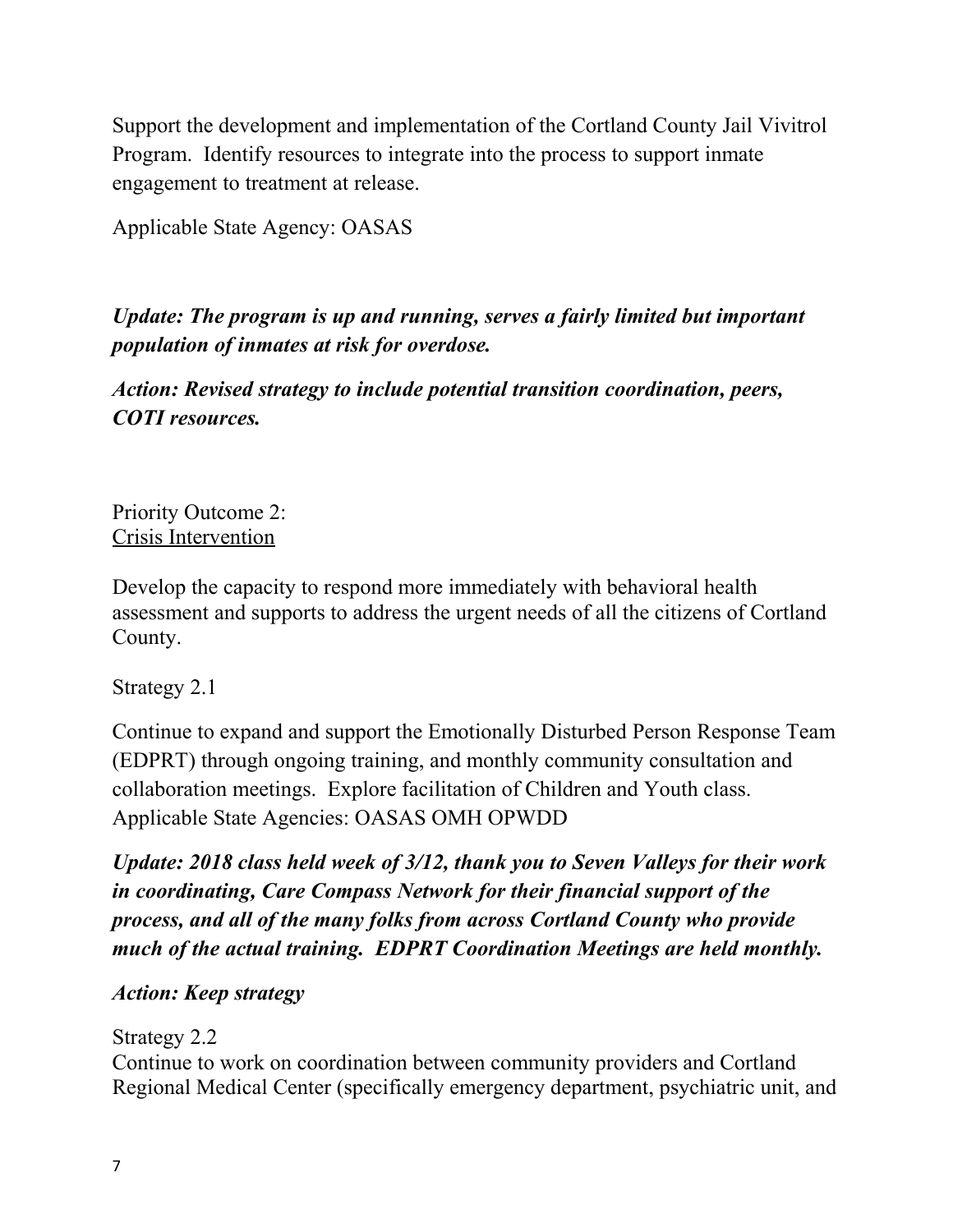Support the development and implementation of the Cortland County Jail Vivitrol Program. Identify resources to integrate into the process to support inmate engagement to treatment at release.

Applicable State Agency: OASAS

***Update: The program is up and running, serves a fairly limited but important population of inmates at risk for overdose.***

***Action: Revised strategy to include potential transition coordination, peers, COTI resources.***

Priority Outcome 2:
<u>Crisis Intervention</u>

Develop the capacity to respond more immediately with behavioral health assessment and supports to address the urgent needs of all the citizens of Cortland County.

Strategy 2.1

Continue to expand and support the Emotionally Disturbed Person Response Team (EDPRT) through ongoing training, and monthly community consultation and collaboration meetings. Explore facilitation of Children and Youth class.
Applicable State Agencies: OASAS OMH OPWDD

***Update: 2018 class held week of 3/12, thank you to Seven Valleys for their work in coordinating, Care Compass Network for their financial support of the process, and all of the many folks from across Cortland County who provide much of the actual training. EDPRT Coordination Meetings are held monthly.***

***Action: Keep strategy***

Strategy 2.2
Continue to work on coordination between community providers and Cortland Regional Medical Center (specifically emergency department, psychiatric unit, and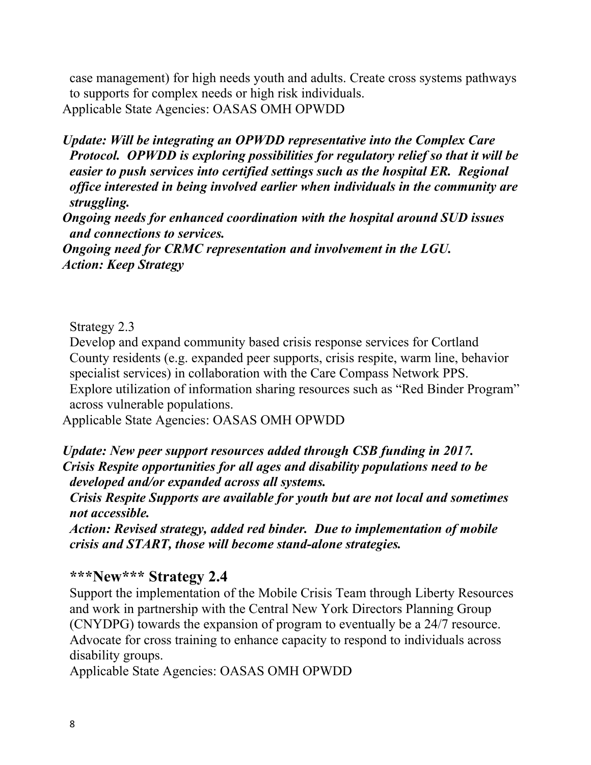case management) for high needs youth and adults. Create cross systems pathways to supports for complex needs or high risk individuals.
Applicable State Agencies: OASAS OMH OPWDD

***Update: Will be integrating an OPWDD representative into the Complex Care Protocol. OPWDD is exploring possibilities for regulatory relief so that it will be easier to push services into certified settings such as the hospital ER. Regional office interested in being involved earlier when individuals in the community are struggling.***
***Ongoing needs for enhanced coordination with the hospital around SUD issues and connections to services.***
***Ongoing need for CRMC representation and involvement in the LGU.***
***Action: Keep Strategy***

Strategy 2.3
Develop and expand community based crisis response services for Cortland County residents (e.g. expanded peer supports, crisis respite, warm line, behavior specialist services) in collaboration with the Care Compass Network PPS. Explore utilization of information sharing resources such as "Red Binder Program" across vulnerable populations.
Applicable State Agencies: OASAS OMH OPWDD

***Update: New peer support resources added through CSB funding in 2017.***
***Crisis Respite opportunities for all ages and disability populations need to be developed and/or expanded across all systems.***
***Crisis Respite Supports are available for youth but are not local and sometimes not accessible.***
***Action: Revised strategy, added red binder. Due to implementation of mobile crisis and START, those will become stand-alone strategies.***

## ***New*** Strategy 2.4

Support the implementation of the Mobile Crisis Team through Liberty Resources and work in partnership with the Central New York Directors Planning Group (CNYDPG) towards the expansion of program to eventually be a 24/7 resource. Advocate for cross training to enhance capacity to respond to individuals across disability groups.
Applicable State Agencies: OASAS OMH OPWDD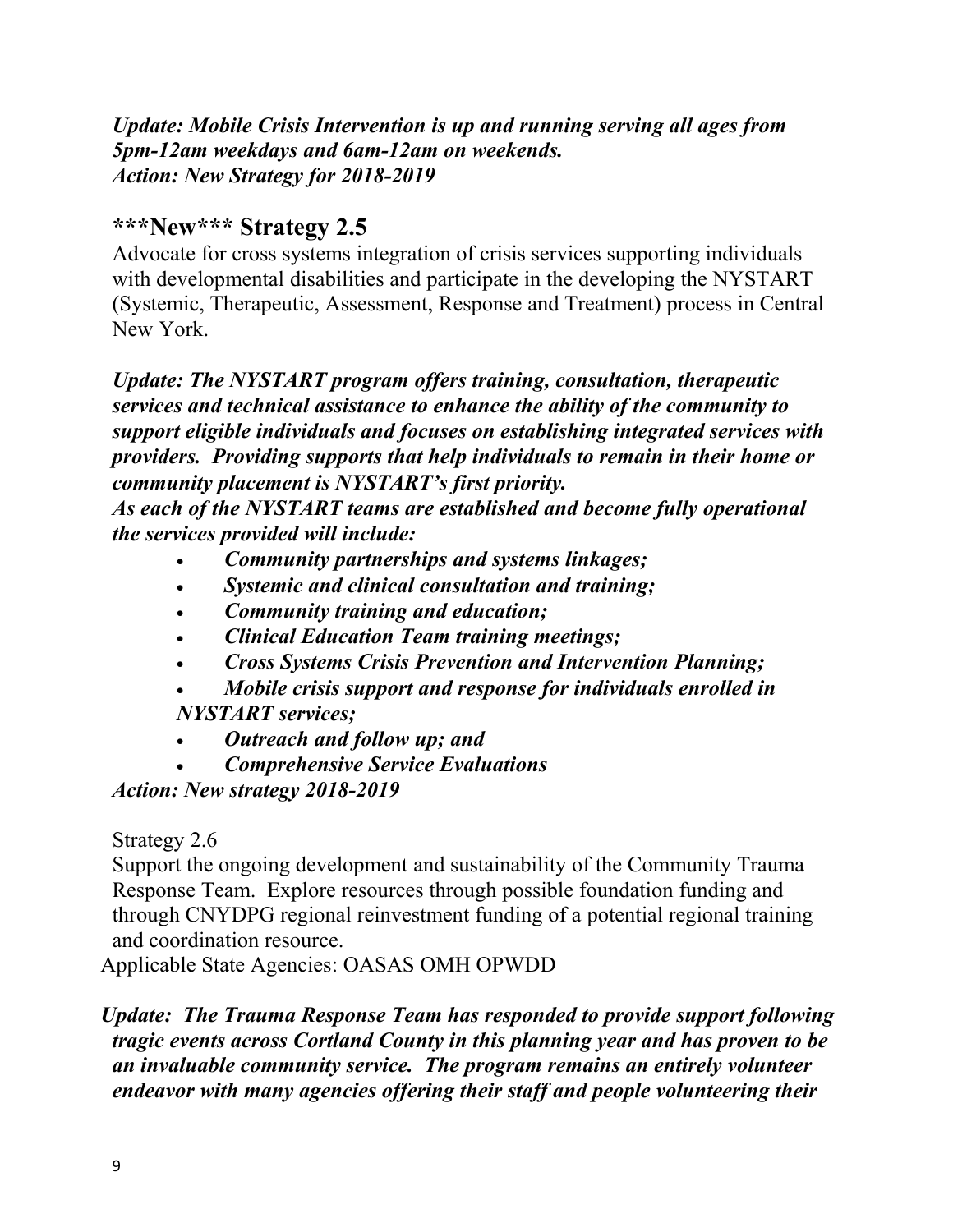***Update: Mobile Crisis Intervention is up and running serving all ages from 5pm-12am weekdays and 6am-12am on weekends.***
***Action: New Strategy for 2018-2019***

## ***New*** Strategy 2.5

Advocate for cross systems integration of crisis services supporting individuals with developmental disabilities and participate in the developing the NYSTART (Systemic, Therapeutic, Assessment, Response and Treatment) process in Central New York.

***Update: The NYSTART program offers training, consultation, therapeutic services and technical assistance to enhance the ability of the community to support eligible individuals and focuses on establishing integrated services with providers. Providing supports that help individuals to remain in their home or community placement is NYSTART's first priority.***
***As each of the NYSTART teams are established and become fully operational the services provided will include:***

- ***Community partnerships and systems linkages;***
- ***Systemic and clinical consultation and training;***
- ***Community training and education;***
- ***Clinical Education Team training meetings;***
- ***Cross Systems Crisis Prevention and Intervention Planning;***
- ***Mobile crisis support and response for individuals enrolled in NYSTART services;***
- ***Outreach and follow up; and***
- ***Comprehensive Service Evaluations***

***Action: New strategy 2018-2019***

Strategy 2.6
Support the ongoing development and sustainability of the Community Trauma Response Team. Explore resources through possible foundation funding and through CNYDPG regional reinvestment funding of a potential regional training and coordination resource.
Applicable State Agencies: OASAS OMH OPWDD

***Update: The Trauma Response Team has responded to provide support following tragic events across Cortland County in this planning year and has proven to be an invaluable community service. The program remains an entirely volunteer endeavor with many agencies offering their staff and people volunteering their***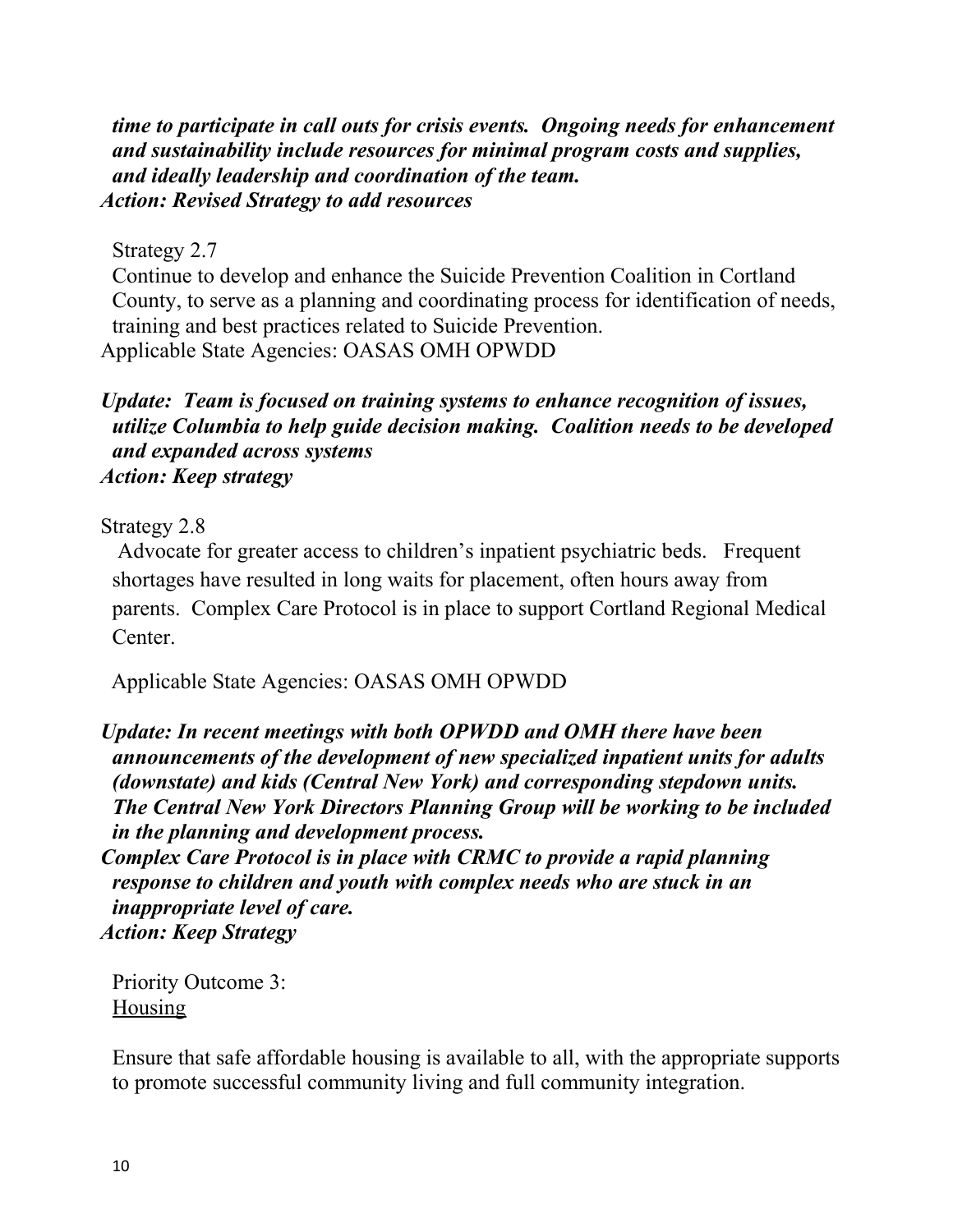***time to participate in call outs for crisis events. Ongoing needs for enhancement and sustainability include resources for minimal program costs and supplies, and ideally leadership and coordination of the team.***

***Action: Revised Strategy to add resources***

Strategy 2.7

Continue to develop and enhance the Suicide Prevention Coalition in Cortland County, to serve as a planning and coordinating process for identification of needs, training and best practices related to Suicide Prevention.

Applicable State Agencies: OASAS OMH OPWDD

***Update: Team is focused on training systems to enhance recognition of issues, utilize Columbia to help guide decision making. Coalition needs to be developed and expanded across systems***

***Action: Keep strategy***

Strategy 2.8

Advocate for greater access to children's inpatient psychiatric beds. Frequent shortages have resulted in long waits for placement, often hours away from parents. Complex Care Protocol is in place to support Cortland Regional Medical Center.

Applicable State Agencies: OASAS OMH OPWDD

***Update: In recent meetings with both OPWDD and OMH there have been announcements of the development of new specialized inpatient units for adults (downstate) and kids (Central New York) and corresponding stepdown units. The Central New York Directors Planning Group will be working to be included in the planning and development process.***

***Complex Care Protocol is in place with CRMC to provide a rapid planning response to children and youth with complex needs who are stuck in an inappropriate level of care.***

***Action: Keep Strategy***

Priority Outcome 3:

Housing

Ensure that safe affordable housing is available to all, with the appropriate supports to promote successful community living and full community integration.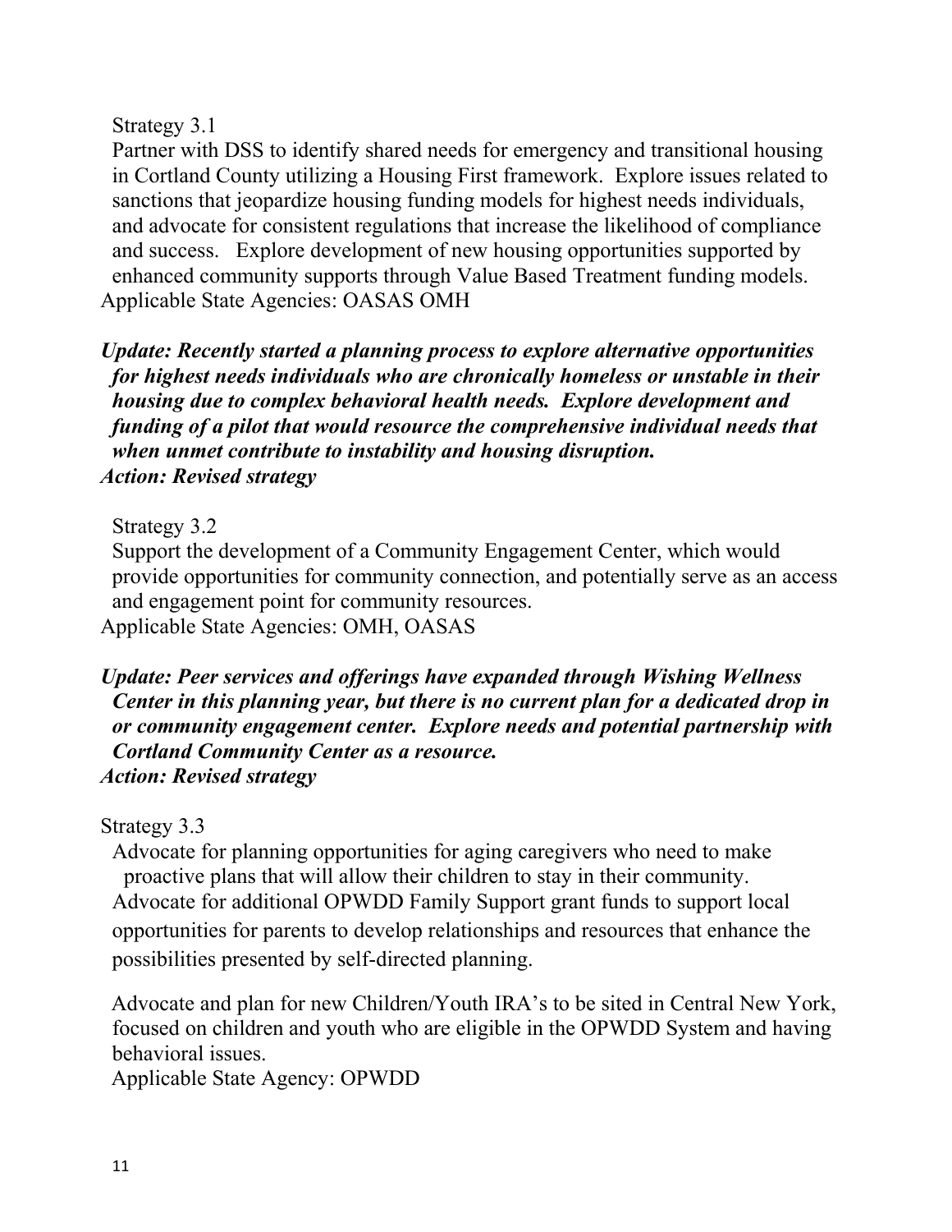Strategy 3.1

Partner with DSS to identify shared needs for emergency and transitional housing in Cortland County utilizing a Housing First framework. Explore issues related to sanctions that jeopardize housing funding models for highest needs individuals, and advocate for consistent regulations that increase the likelihood of compliance and success. Explore development of new housing opportunities supported by enhanced community supports through Value Based Treatment funding models.

Applicable State Agencies: OASAS OMH

***Update: Recently started a planning process to explore alternative opportunities for highest needs individuals who are chronically homeless or unstable in their housing due to complex behavioral health needs. Explore development and funding of a pilot that would resource the comprehensive individual needs that when unmet contribute to instability and housing disruption.***

***Action: Revised strategy***

Strategy 3.2

Support the development of a Community Engagement Center, which would provide opportunities for community connection, and potentially serve as an access and engagement point for community resources.

Applicable State Agencies: OMH, OASAS

***Update: Peer services and offerings have expanded through Wishing Wellness Center in this planning year, but there is no current plan for a dedicated drop in or community engagement center. Explore needs and potential partnership with Cortland Community Center as a resource.***

***Action: Revised strategy***

Strategy 3.3

Advocate for planning opportunities for aging caregivers who need to make proactive plans that will allow their children to stay in their community. Advocate for additional OPWDD Family Support grant funds to support local opportunities for parents to develop relationships and resources that enhance the possibilities presented by self-directed planning.

Advocate and plan for new Children/Youth IRA's to be sited in Central New York, focused on children and youth who are eligible in the OPWDD System and having behavioral issues.

Applicable State Agency: OPWDD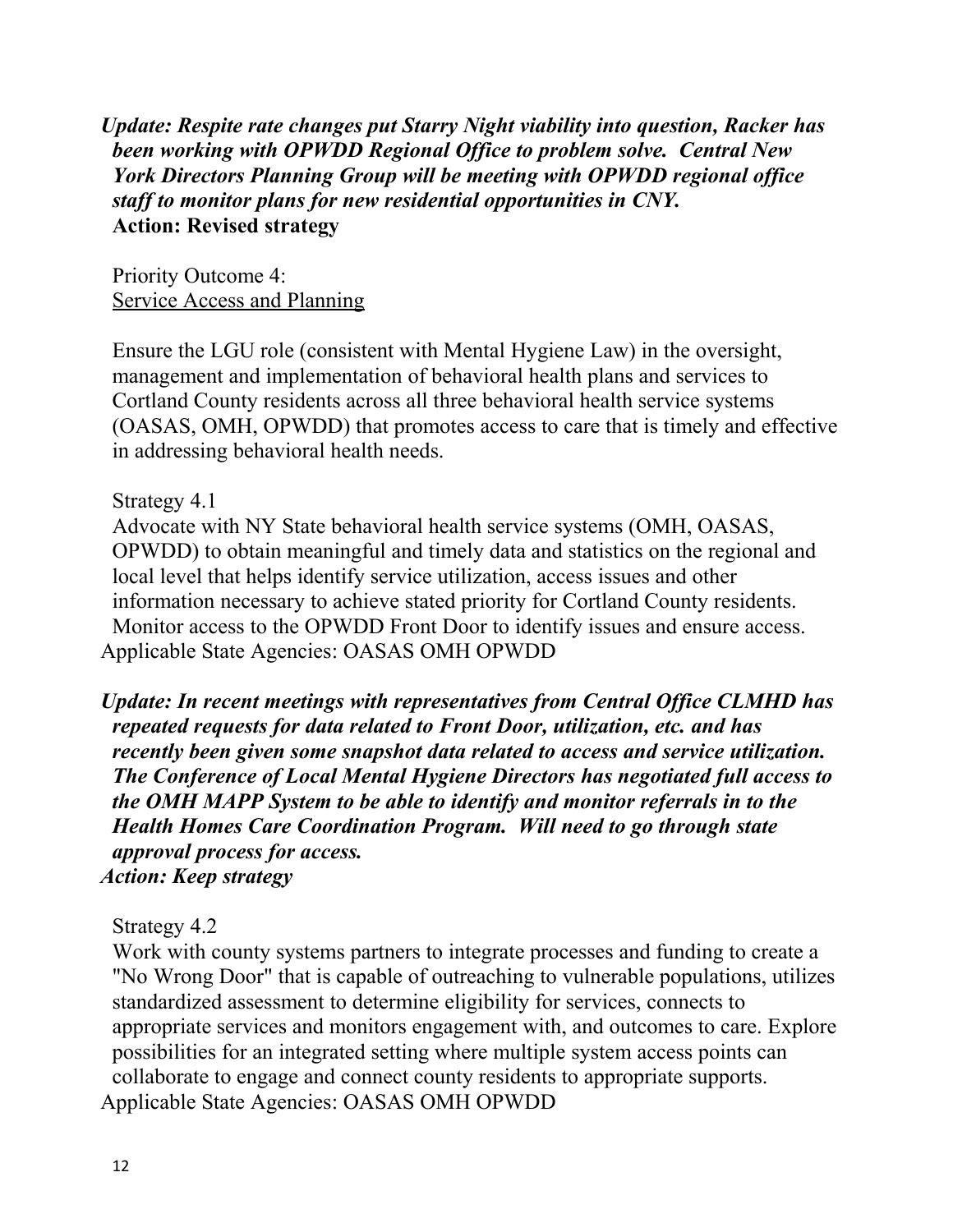***Update: Respite rate changes put Starry Night viability into question, Racker has been working with OPWDD Regional Office to problem solve. Central New York Directors Planning Group will be meeting with OPWDD regional office staff to monitor plans for new residential opportunities in CNY.***
**Action: Revised strategy**

Priority Outcome 4:
<u>Service Access and Planning</u>

Ensure the LGU role (consistent with Mental Hygiene Law) in the oversight, management and implementation of behavioral health plans and services to Cortland County residents across all three behavioral health service systems (OASAS, OMH, OPWDD) that promotes access to care that is timely and effective in addressing behavioral health needs.

Strategy 4.1
Advocate with NY State behavioral health service systems (OMH, OASAS, OPWDD) to obtain meaningful and timely data and statistics on the regional and local level that helps identify service utilization, access issues and other information necessary to achieve stated priority for Cortland County residents. Monitor access to the OPWDD Front Door to identify issues and ensure access.
Applicable State Agencies: OASAS OMH OPWDD

***Update: In recent meetings with representatives from Central Office CLMHD has repeated requests for data related to Front Door, utilization, etc. and has recently been given some snapshot data related to access and service utilization. The Conference of Local Mental Hygiene Directors has negotiated full access to the OMH MAPP System to be able to identify and monitor referrals in to the Health Homes Care Coordination Program. Will need to go through state approval process for access.***
***Action: Keep strategy***

Strategy 4.2
Work with county systems partners to integrate processes and funding to create a "No Wrong Door" that is capable of outreaching to vulnerable populations, utilizes standardized assessment to determine eligibility for services, connects to appropriate services and monitors engagement with, and outcomes to care. Explore possibilities for an integrated setting where multiple system access points can collaborate to engage and connect county residents to appropriate supports.
Applicable State Agencies: OASAS OMH OPWDD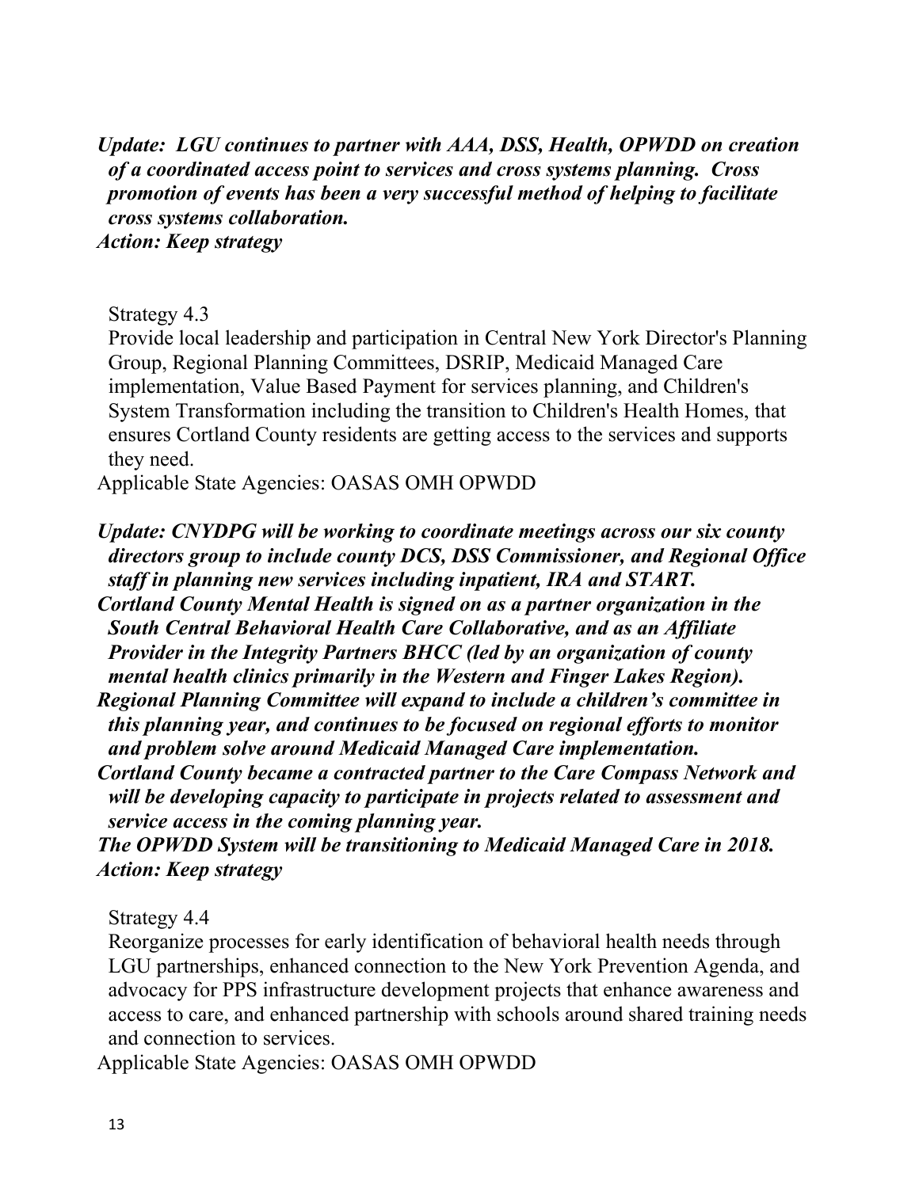***Update: LGU continues to partner with AAA, DSS, Health, OPWDD on creation of a coordinated access point to services and cross systems planning. Cross promotion of events has been a very successful method of helping to facilitate cross systems collaboration.***
***Action: Keep strategy***

Strategy 4.3
Provide local leadership and participation in Central New York Director's Planning Group, Regional Planning Committees, DSRIP, Medicaid Managed Care implementation, Value Based Payment for services planning, and Children's System Transformation including the transition to Children's Health Homes, that ensures Cortland County residents are getting access to the services and supports they need.
Applicable State Agencies: OASAS OMH OPWDD

***Update: CNYDPG will be working to coordinate meetings across our six county directors group to include county DCS, DSS Commissioner, and Regional Office staff in planning new services including inpatient, IRA and START.***
***Cortland County Mental Health is signed on as a partner organization in the South Central Behavioral Health Care Collaborative, and as an Affiliate Provider in the Integrity Partners BHCC (led by an organization of county mental health clinics primarily in the Western and Finger Lakes Region).***
***Regional Planning Committee will expand to include a children's committee in this planning year, and continues to be focused on regional efforts to monitor and problem solve around Medicaid Managed Care implementation.***
***Cortland County became a contracted partner to the Care Compass Network and will be developing capacity to participate in projects related to assessment and service access in the coming planning year.***
***The OPWDD System will be transitioning to Medicaid Managed Care in 2018.***
***Action: Keep strategy***

Strategy 4.4
Reorganize processes for early identification of behavioral health needs through LGU partnerships, enhanced connection to the New York Prevention Agenda, and advocacy for PPS infrastructure development projects that enhance awareness and access to care, and enhanced partnership with schools around shared training needs and connection to services.
Applicable State Agencies: OASAS OMH OPWDD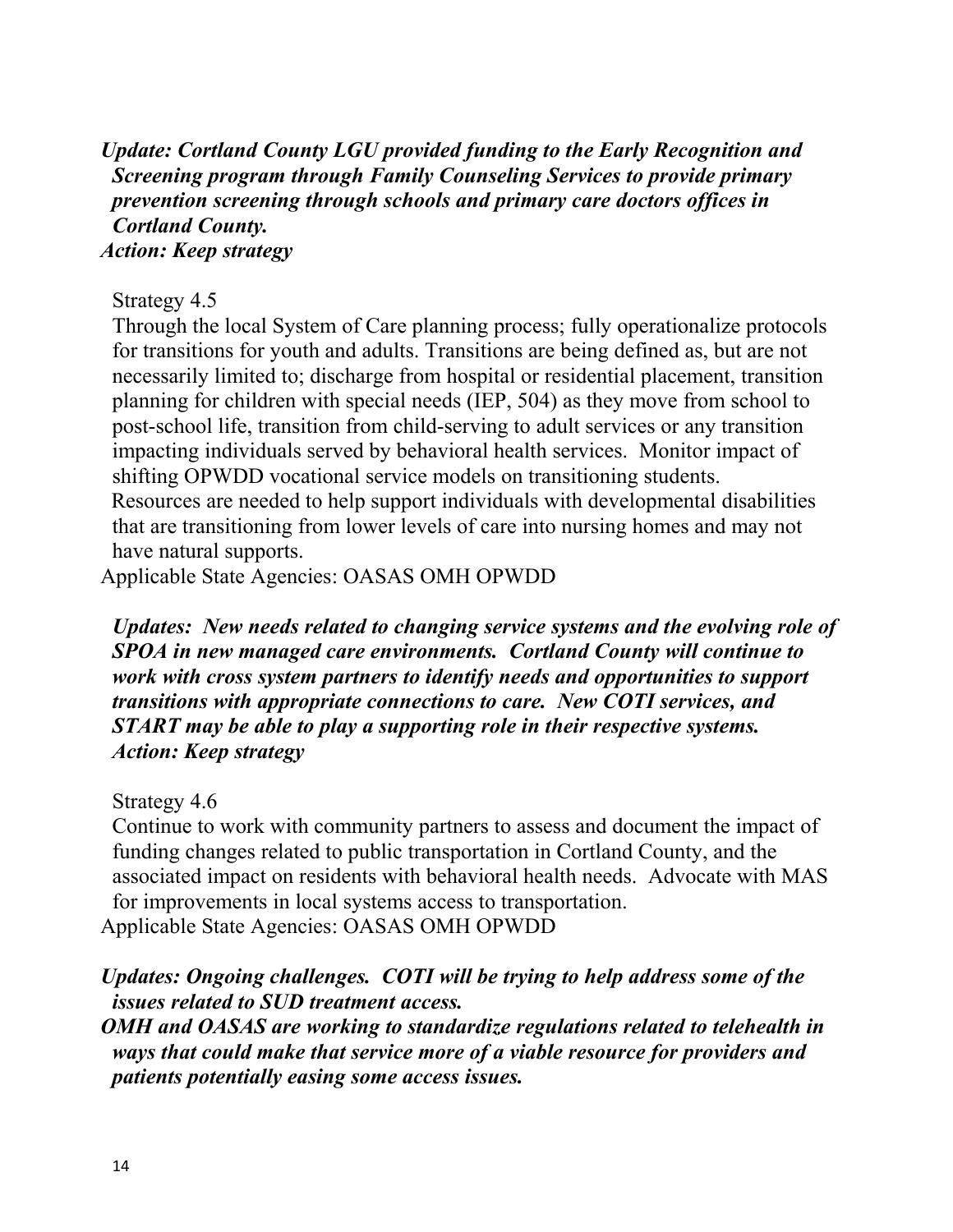***Update: Cortland County LGU provided funding to the Early Recognition and Screening program through Family Counseling Services to provide primary prevention screening through schools and primary care doctors offices in Cortland County.***
***Action: Keep strategy***

Strategy 4.5

Through the local System of Care planning process; fully operationalize protocols for transitions for youth and adults. Transitions are being defined as, but are not necessarily limited to; discharge from hospital or residential placement, transition planning for children with special needs (IEP, 504) as they move from school to post-school life, transition from child-serving to adult services or any transition impacting individuals served by behavioral health services. Monitor impact of shifting OPWDD vocational service models on transitioning students.
Resources are needed to help support individuals with developmental disabilities that are transitioning from lower levels of care into nursing homes and may not have natural supports.
Applicable State Agencies: OASAS OMH OPWDD

***Updates: New needs related to changing service systems and the evolving role of SPOA in new managed care environments. Cortland County will continue to work with cross system partners to identify needs and opportunities to support transitions with appropriate connections to care. New COTI services, and START may be able to play a supporting role in their respective systems.***
***Action: Keep strategy***

Strategy 4.6

Continue to work with community partners to assess and document the impact of funding changes related to public transportation in Cortland County, and the associated impact on residents with behavioral health needs. Advocate with MAS for improvements in local systems access to transportation.
Applicable State Agencies: OASAS OMH OPWDD

***Updates: Ongoing challenges. COTI will be trying to help address some of the issues related to SUD treatment access.***
***OMH and OASAS are working to standardize regulations related to telehealth in ways that could make that service more of a viable resource for providers and patients potentially easing some access issues.***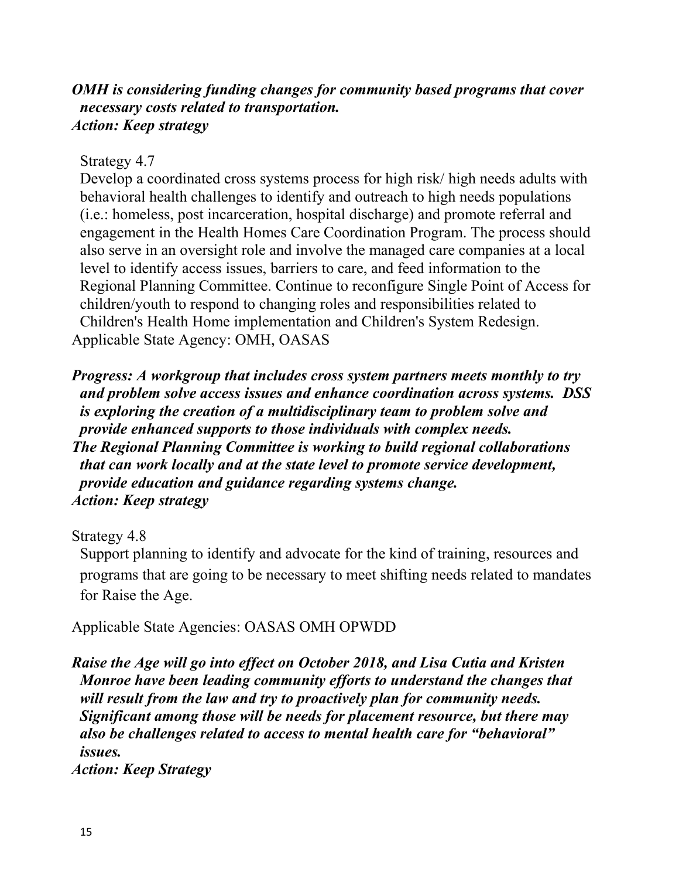***OMH is considering funding changes for community based programs that cover necessary costs related to transportation.***
***Action: Keep strategy***

Strategy 4.7

Develop a coordinated cross systems process for high risk/ high needs adults with behavioral health challenges to identify and outreach to high needs populations (i.e.: homeless, post incarceration, hospital discharge) and promote referral and engagement in the Health Homes Care Coordination Program. The process should also serve in an oversight role and involve the managed care companies at a local level to identify access issues, barriers to care, and feed information to the Regional Planning Committee. Continue to reconfigure Single Point of Access for children/youth to respond to changing roles and responsibilities related to Children's Health Home implementation and Children's System Redesign.

Applicable State Agency: OMH, OASAS

***Progress: A workgroup that includes cross system partners meets monthly to try and problem solve access issues and enhance coordination across systems. DSS is exploring the creation of a multidisciplinary team to problem solve and provide enhanced supports to those individuals with complex needs.***
***The Regional Planning Committee is working to build regional collaborations that can work locally and at the state level to promote service development, provide education and guidance regarding systems change.***
***Action: Keep strategy***

Strategy 4.8

Support planning to identify and advocate for the kind of training, resources and programs that are going to be necessary to meet shifting needs related to mandates for Raise the Age.

Applicable State Agencies: OASAS OMH OPWDD

***Raise the Age will go into effect on October 2018, and Lisa Cutia and Kristen Monroe have been leading community efforts to understand the changes that will result from the law and try to proactively plan for community needs. Significant among those will be needs for placement resource, but there may also be challenges related to access to mental health care for "behavioral" issues.***
***Action: Keep Strategy***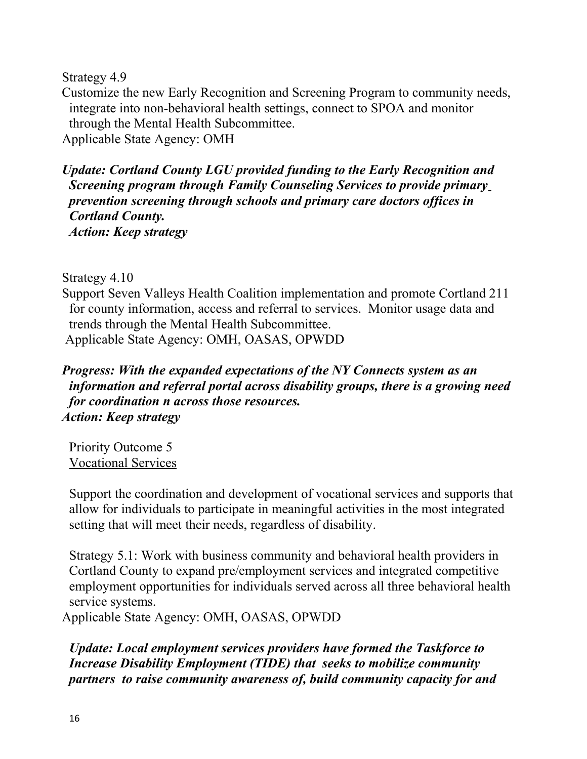Strategy 4.9

Customize the new Early Recognition and Screening Program to community needs, integrate into non-behavioral health settings, connect to SPOA and monitor through the Mental Health Subcommittee.

Applicable State Agency: OMH

***Update: Cortland County LGU provided funding to the Early Recognition and Screening program through Family Counseling Services to provide primary prevention screening through schools and primary care doctors offices in Cortland County.***

***Action: Keep strategy***

Strategy 4.10

Support Seven Valleys Health Coalition implementation and promote Cortland 211 for county information, access and referral to services. Monitor usage data and trends through the Mental Health Subcommittee.

Applicable State Agency: OMH, OASAS, OPWDD

***Progress: With the expanded expectations of the NY Connects system as an information and referral portal across disability groups, there is a growing need for coordination n across those resources.***

***Action: Keep strategy***

Priority Outcome 5

<u>Vocational Services</u>

Support the coordination and development of vocational services and supports that allow for individuals to participate in meaningful activities in the most integrated setting that will meet their needs, regardless of disability.

Strategy 5.1: Work with business community and behavioral health providers in Cortland County to expand pre/employment services and integrated competitive employment opportunities for individuals served across all three behavioral health service systems.

Applicable State Agency: OMH, OASAS, OPWDD

***Update: Local employment services providers have formed the Taskforce to Increase Disability Employment (TIDE) that seeks to mobilize community partners to raise community awareness of, build community capacity for and***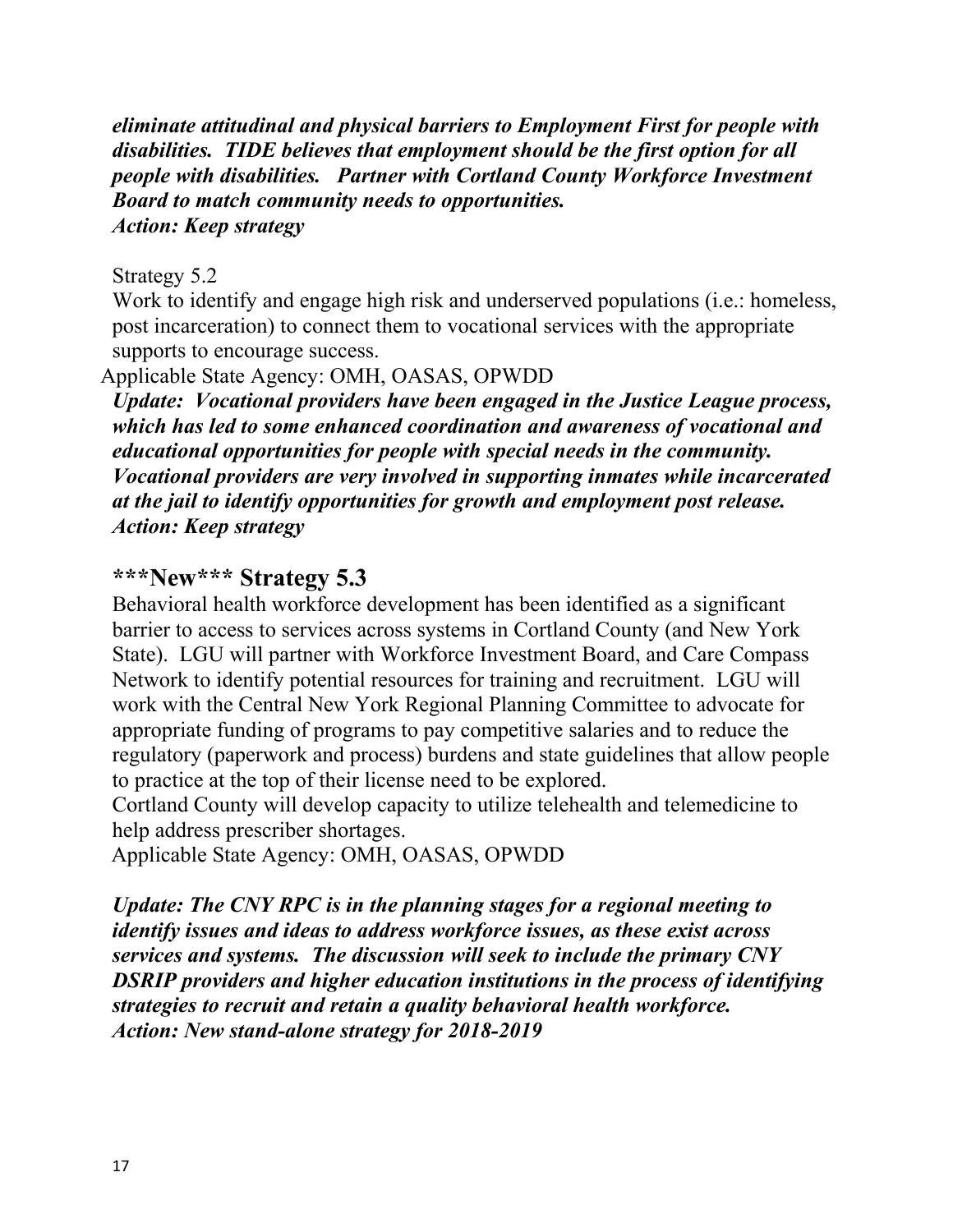***eliminate attitudinal and physical barriers to Employment First for people with disabilities. TIDE believes that employment should be the first option for all people with disabilities. Partner with Cortland County Workforce Investment Board to match community needs to opportunities.***
***Action: Keep strategy***

Strategy 5.2

Work to identify and engage high risk and underserved populations (i.e.: homeless, post incarceration) to connect them to vocational services with the appropriate supports to encourage success.

Applicable State Agency: OMH, OASAS, OPWDD

***Update: Vocational providers have been engaged in the Justice League process, which has led to some enhanced coordination and awareness of vocational and educational opportunities for people with special needs in the community. Vocational providers are very involved in supporting inmates while incarcerated at the jail to identify opportunities for growth and employment post release.***
***Action: Keep strategy***

## ***New*** Strategy 5.3

Behavioral health workforce development has been identified as a significant barrier to access to services across systems in Cortland County (and New York State). LGU will partner with Workforce Investment Board, and Care Compass Network to identify potential resources for training and recruitment. LGU will work with the Central New York Regional Planning Committee to advocate for appropriate funding of programs to pay competitive salaries and to reduce the regulatory (paperwork and process) burdens and state guidelines that allow people to practice at the top of their license need to be explored.

Cortland County will develop capacity to utilize telehealth and telemedicine to help address prescriber shortages.

Applicable State Agency: OMH, OASAS, OPWDD

***Update: The CNY RPC is in the planning stages for a regional meeting to identify issues and ideas to address workforce issues, as these exist across services and systems. The discussion will seek to include the primary CNY DSRIP providers and higher education institutions in the process of identifying strategies to recruit and retain a quality behavioral health workforce.***
***Action: New stand-alone strategy for 2018-2019***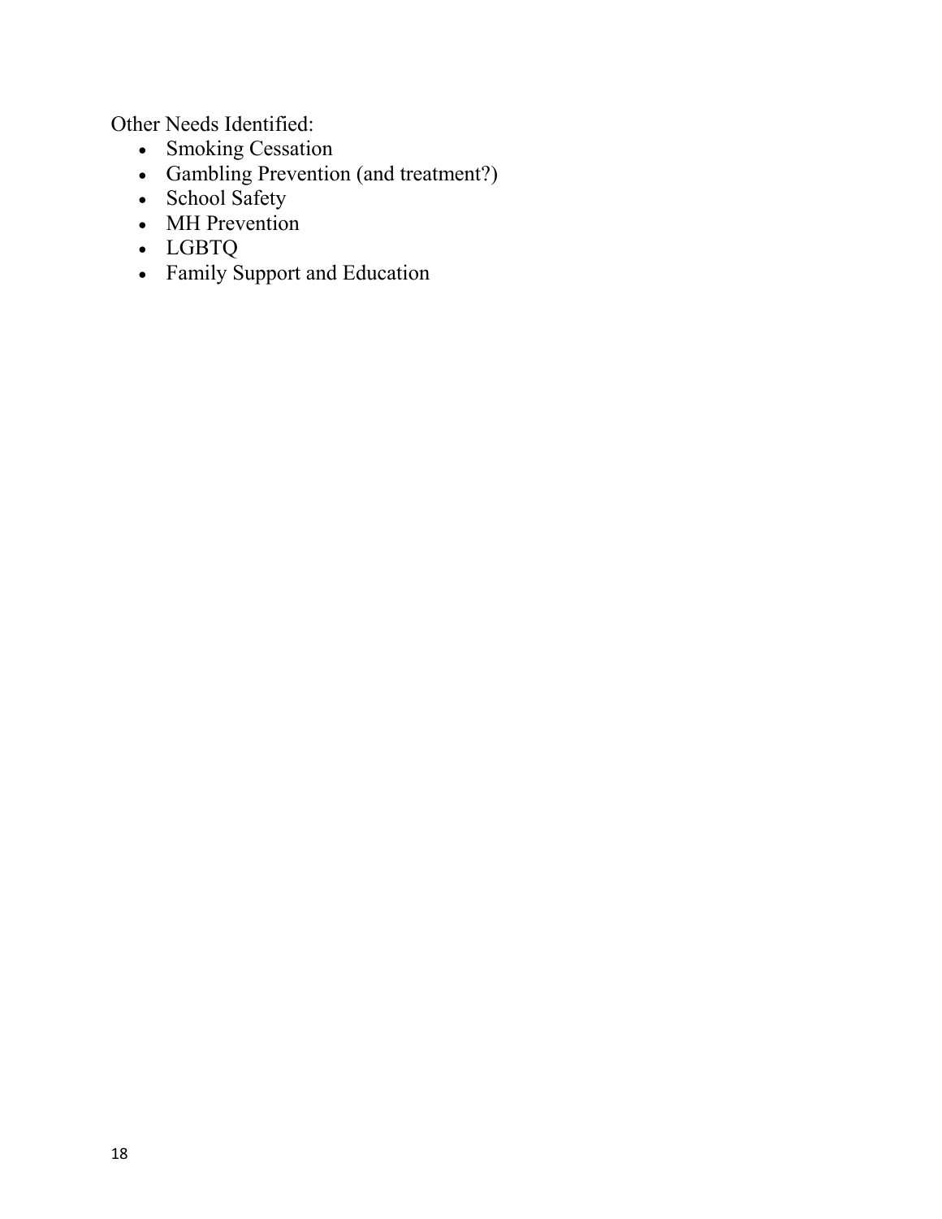Other Needs Identified:

- Smoking Cessation
- Gambling Prevention (and treatment?)
- School Safety
- MH Prevention
- LGBTQ
- Family Support and Education